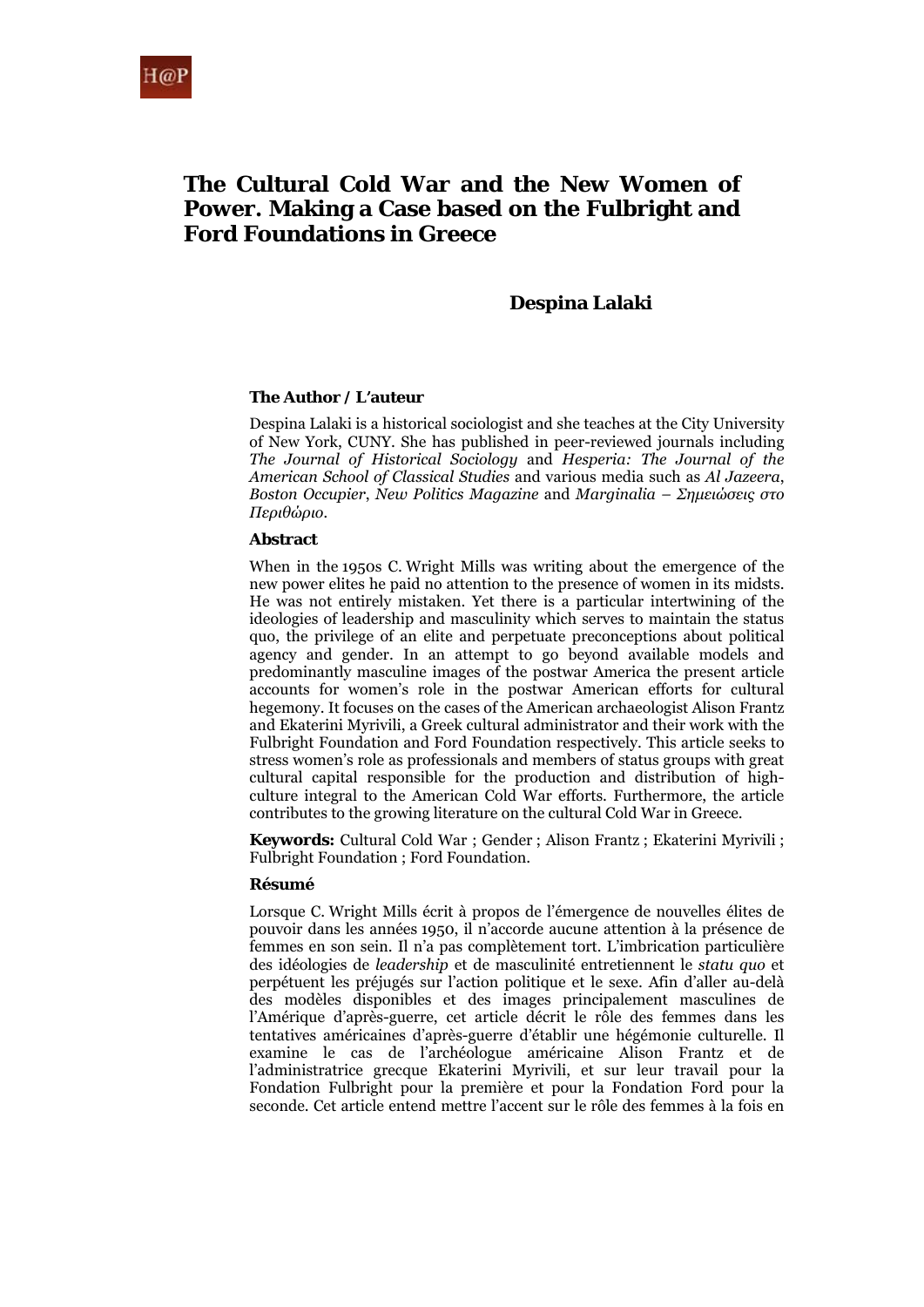# The Cultural Cold War and the New Women of Power. Making a Case based on the Fulbright and Ford Foundations in Greece

**Despina Lalaki**

### The Author / L'auteur

Despina Lalaki is a historical sociologist and she teaches at the City University of New York, CUNY. She has published in peer-reviewed journals including *The Journal of Historical Sociology* and *Hesperia: The Journal of the American School of Classical Studies* and various media such as *Al Jazeera*, *Boston Occupier*, *New Politics Magazine* and *Marginalia – Σημειώσεις στο Περιθώριο*.

### Abstract

When in the 1950s C. Wright Mills was writing about the emergence of the new power elites he paid no attention to the presence of women in its midsts. He was not entirely mistaken. Yet there is a particular intertwining of the ideologies of leadership and masculinity which serves to maintain the status quo, the privilege of an elite and perpetuate preconceptions about political agency and gender. In an attempt to go beyond available models and predominantly masculine images of the postwar America the present article accounts for women's role in the postwar American efforts for cultural hegemony. It focuses on the cases of the American archaeologist Alison Frantz and Ekaterini Myrivili, a Greek cultural administrator and their work with the Fulbright Foundation and Ford Foundation respectively. This article seeks to stress women's role as professionals and members of status groups with great cultural capital responsible for the production and distribution of high-culture integral to the American Cold War efforts. Furthermore, the article contributes to the growing literature on the cultural Cold War in Greece.

**Keywords:** Cultural Cold War ; Gender ; Alison Frantz ; Ekaterini Myrivili ; Fulbright Foundation ; Ford Foundation.

### Résumé

Lorsque C. Wright Mills écrit à propos de l'émergence de nouvelles élites de pouvoir dans les années 1950, il n'accorde aucune attention à la présence de femmes en son sein. Il n'a pas complètement tort. L'imbrication particulière des idéologies de *leadership* et de masculinité entretiennent le *statu quo* et perpétuent les préjugés sur l'action politique et le sexe. Afin d'aller au-delà des modèles disponibles et des images principalement masculines de l'Amérique d'après-guerre, cet article décrit le rôle des femmes dans les tentatives américaines d'après-guerre d'établir une hégémonie culturelle. Il examine le cas de l'archéologue américaine Alison Frantz et de l'administratrice grecque Ekaterini Myrivili, et sur leur travail pour la Fondation Fulbright pour la première et pour la Fondation Ford pour la seconde. Cet article entend mettre l'accent sur le rôle des femmes à la fois en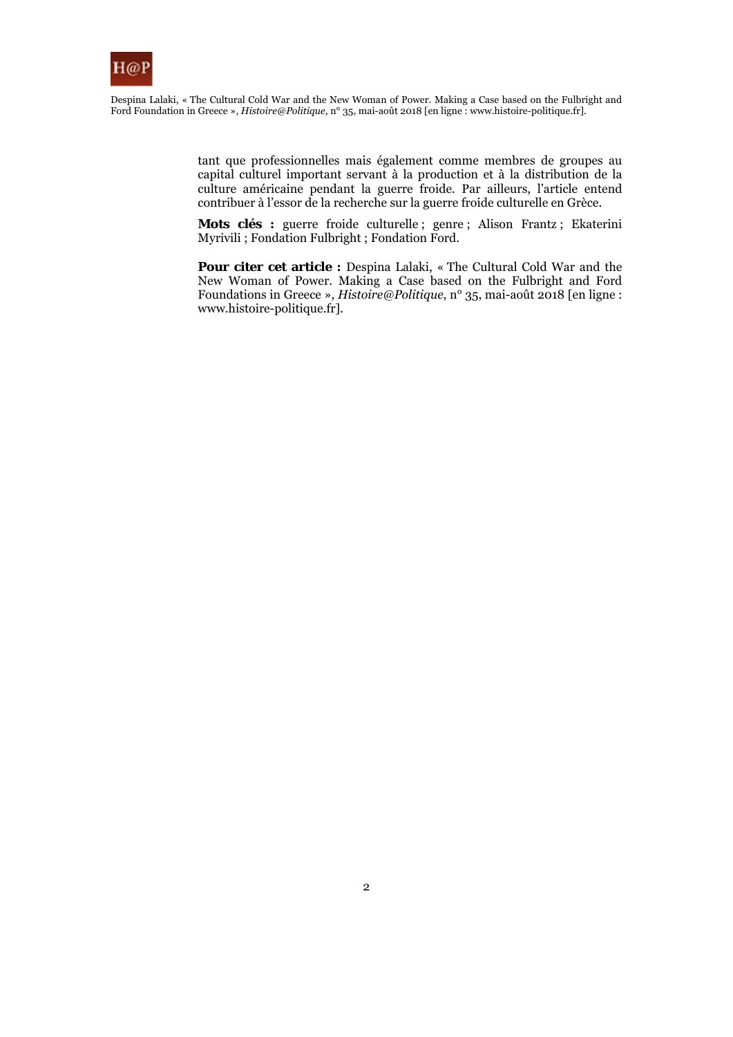tant que professionnelles mais également comme membres de groupes au capital culturel important servant à la production et à la distribution de la culture américaine pendant la guerre froide. Par ailleurs, l'article entend contribuer à l'essor de la recherche sur la guerre froide culturelle en Grèce.

**Mots clés :** guerre froide culturelle ; genre ; Alison Frantz ; Ekaterini Myrivili ; Fondation Fulbright ; Fondation Ford.

**Pour citer cet article :** Despina Lalaki, « The Cultural Cold War and the New Woman of Power. Making a Case based on the Fulbright and Ford Foundations in Greece », *Histoire@Politique*, n° 35, mai-août 2018 [en ligne : www.histoire-politique.fr].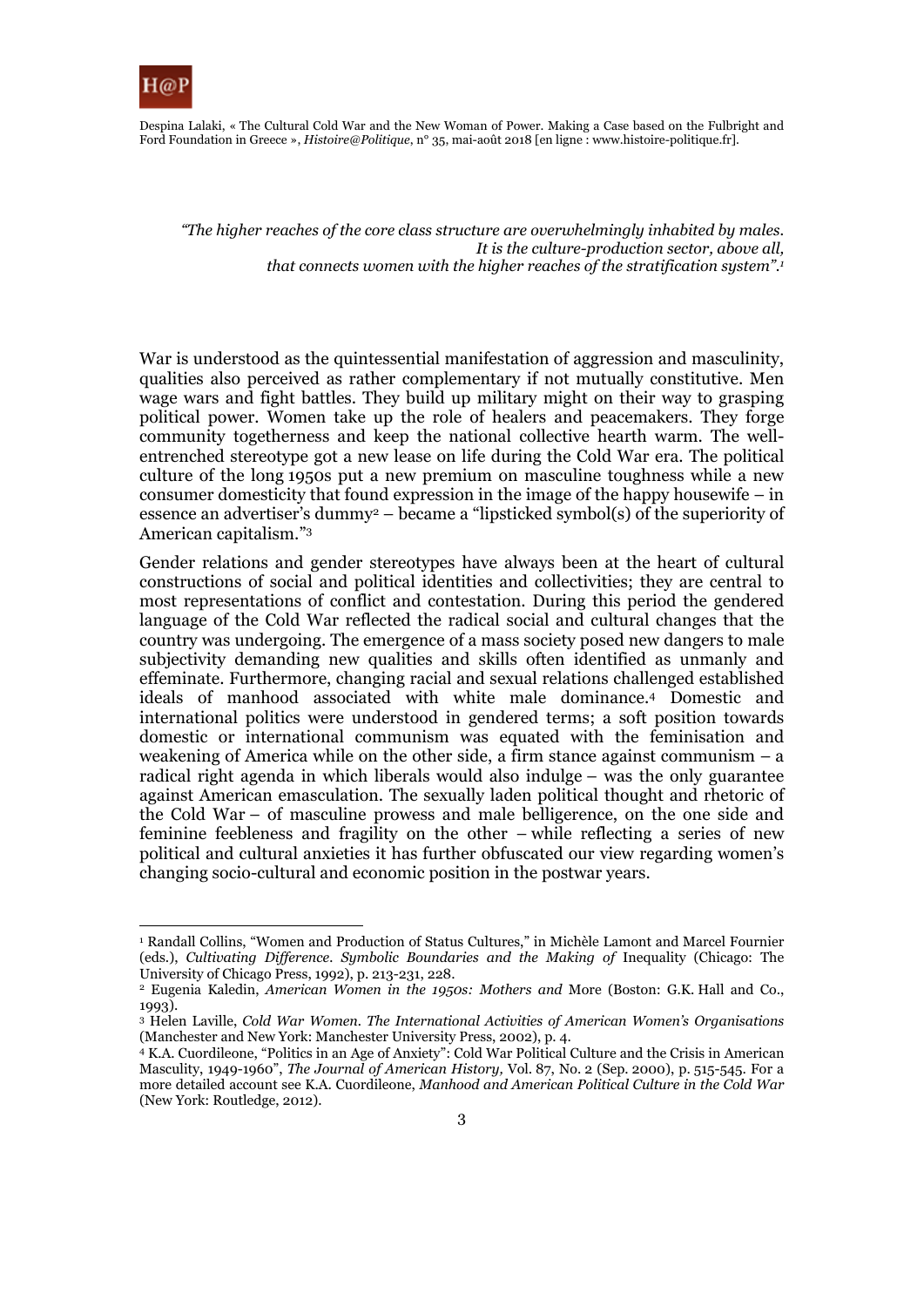*"The higher reaches of the core class structure are overwhelmingly inhabited by males. It is the culture-production sector, above all, that connects women with the higher reaches of the stratification system".*[1]

War is understood as the quintessential manifestation of aggression and masculinity, qualities also perceived as rather complementary if not mutually constitutive. Men wage wars and fight battles. They build up military might on their way to grasping political power. Women take up the role of healers and peacemakers. They forge community togetherness and keep the national collective hearth warm. The well-entrenched stereotype got a new lease on life during the Cold War era. The political culture of the long 1950s put a new premium on masculine toughness while a new consumer domesticity that found expression in the image of the happy housewife – in essence an advertiser's dummy[2] – became a "lipsticked symbol(s) of the superiority of American capitalism."[3]

Gender relations and gender stereotypes have always been at the heart of cultural constructions of social and political identities and collectivities; they are central to most representations of conflict and contestation. During this period the gendered language of the Cold War reflected the radical social and cultural changes that the country was undergoing. The emergence of a mass society posed new dangers to male subjectivity demanding new qualities and skills often identified as unmanly and effeminate. Furthermore, changing racial and sexual relations challenged established ideals of manhood associated with white male dominance.[4] Domestic and international politics were understood in gendered terms; a soft position towards domestic or international communism was equated with the feminisation and weakening of America while on the other side, a firm stance against communism – a radical right agenda in which liberals would also indulge – was the only guarantee against American emasculation. The sexually laden political thought and rhetoric of the Cold War – of masculine prowess and male belligerence, on the one side and feminine feebleness and fragility on the other – while reflecting a series of new political and cultural anxieties it has further obfuscated our view regarding women's changing socio-cultural and economic position in the postwar years.

---

[1] Randall Collins, "Women and Production of Status Cultures," in Michèle Lamont and Marcel Fournier (eds.), *Cultivating Difference. Symbolic Boundaries and the Making of* Inequality (Chicago: The University of Chicago Press, 1992), p. 213-231, 228.

[2] Eugenia Kaledin, *American Women in the 1950s: Mothers and* More (Boston: G.K. Hall and Co., 1993).

[3] Helen Laville, *Cold War Women. The International Activities of American Women's Organisations* (Manchester and New York: Manchester University Press, 2002), p. 4.

[4] K.A. Cuordileone, "Politics in an Age of Anxiety": Cold War Political Culture and the Crisis in American Masculity, 1949-1960", *The Journal of American History,* Vol. 87, No. 2 (Sep. 2000), p. 515-545. For a more detailed account see K.A. Cuordileone, *Manhood and American Political Culture in the Cold War* (New York: Routledge, 2012).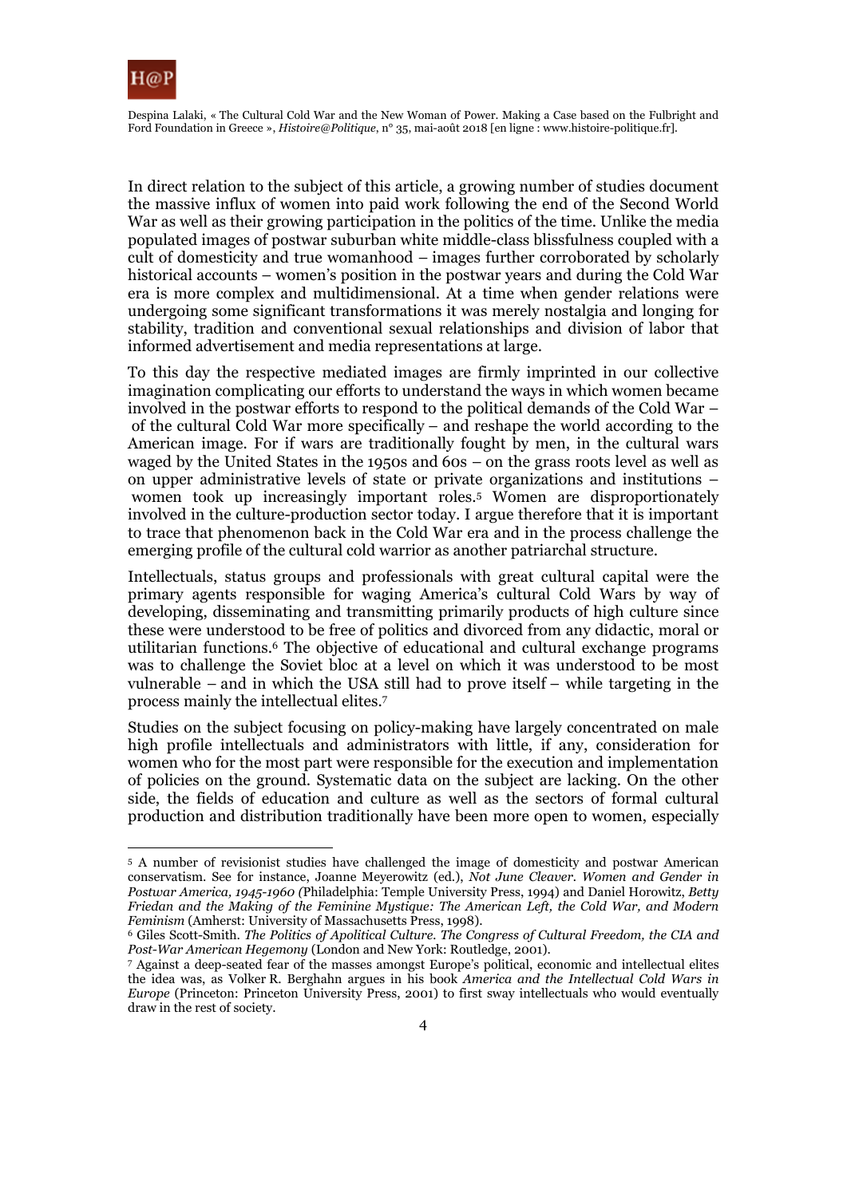In direct relation to the subject of this article, a growing number of studies document the massive influx of women into paid work following the end of the Second World War as well as their growing participation in the politics of the time. Unlike the media populated images of postwar suburban white middle-class blissfulness coupled with a cult of domesticity and true womanhood – images further corroborated by scholarly historical accounts – women's position in the postwar years and during the Cold War era is more complex and multidimensional. At a time when gender relations were undergoing some significant transformations it was merely nostalgia and longing for stability, tradition and conventional sexual relationships and division of labor that informed advertisement and media representations at large.

To this day the respective mediated images are firmly imprinted in our collective imagination complicating our efforts to understand the ways in which women became involved in the postwar efforts to respond to the political demands of the Cold War – of the cultural Cold War more specifically – and reshape the world according to the American image. For if wars are traditionally fought by men, in the cultural wars waged by the United States in the 1950s and 60s – on the grass roots level as well as on upper administrative levels of state or private organizations and institutions – women took up increasingly important roles.[5] Women are disproportionately involved in the culture-production sector today. I argue therefore that it is important to trace that phenomenon back in the Cold War era and in the process challenge the emerging profile of the cultural cold warrior as another patriarchal structure.

Intellectuals, status groups and professionals with great cultural capital were the primary agents responsible for waging America's cultural Cold Wars by way of developing, disseminating and transmitting primarily products of high culture since these were understood to be free of politics and divorced from any didactic, moral or utilitarian functions.[6] The objective of educational and cultural exchange programs was to challenge the Soviet bloc at a level on which it was understood to be most vulnerable – and in which the USA still had to prove itself – while targeting in the process mainly the intellectual elites.[7]

Studies on the subject focusing on policy-making have largely concentrated on male high profile intellectuals and administrators with little, if any, consideration for women who for the most part were responsible for the execution and implementation of policies on the ground. Systematic data on the subject are lacking. On the other side, the fields of education and culture as well as the sectors of formal cultural production and distribution traditionally have been more open to women, especially

---

[5] A number of revisionist studies have challenged the image of domesticity and postwar American conservatism. See for instance, Joanne Meyerowitz (ed.), *Not June Cleaver. Women and Gender in Postwar America, 1945-1960* (Philadelphia: Temple University Press, 1994) and Daniel Horowitz, *Betty Friedan and the Making of the Feminine Mystique: The American Left, the Cold War, and Modern Feminism* (Amherst: University of Massachusetts Press, 1998).

[6] Giles Scott-Smith. *The Politics of Apolitical Culture. The Congress of Cultural Freedom, the CIA and Post-War American Hegemony* (London and New York: Routledge, 2001).

[7] Against a deep-seated fear of the masses amongst Europe's political, economic and intellectual elites the idea was, as Volker R. Berghahn argues in his book *America and the Intellectual Cold Wars in Europe* (Princeton: Princeton University Press, 2001) to first sway intellectuals who would eventually draw in the rest of society.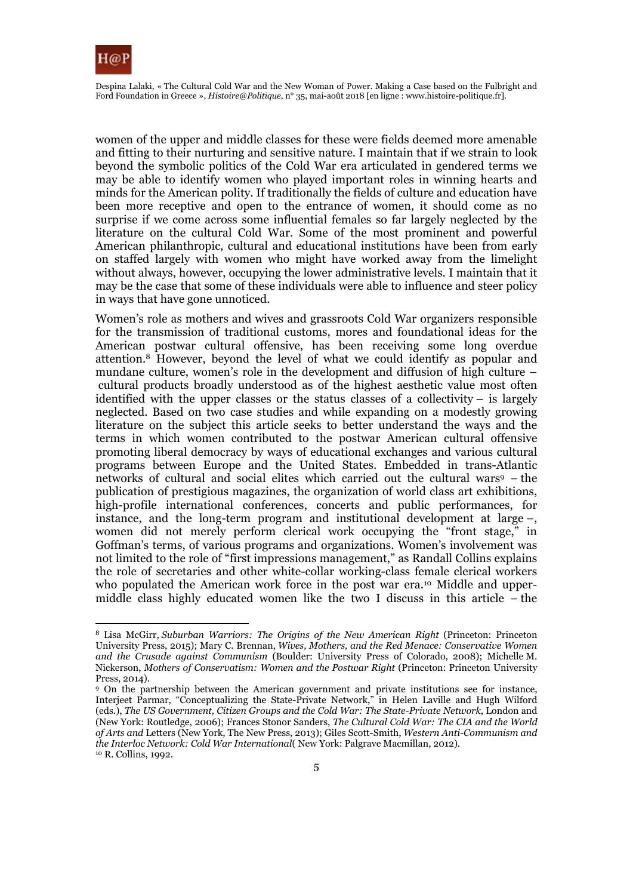women of the upper and middle classes for these were fields deemed more amenable and fitting to their nurturing and sensitive nature. I maintain that if we strain to look beyond the symbolic politics of the Cold War era articulated in gendered terms we may be able to identify women who played important roles in winning hearts and minds for the American polity. If traditionally the fields of culture and education have been more receptive and open to the entrance of women, it should come as no surprise if we come across some influential females so far largely neglected by the literature on the cultural Cold War. Some of the most prominent and powerful American philanthropic, cultural and educational institutions have been from early on staffed largely with women who might have worked away from the limelight without always, however, occupying the lower administrative levels. I maintain that it may be the case that some of these individuals were able to influence and steer policy in ways that have gone unnoticed.

Women's role as mothers and wives and grassroots Cold War organizers responsible for the transmission of traditional customs, mores and foundational ideas for the American postwar cultural offensive, has been receiving some long overdue attention.[8] However, beyond the level of what we could identify as popular and mundane culture, women's role in the development and diffusion of high culture – cultural products broadly understood as of the highest aesthetic value most often identified with the upper classes or the status classes of a collectivity – is largely neglected. Based on two case studies and while expanding on a modestly growing literature on the subject this article seeks to better understand the ways and the terms in which women contributed to the postwar American cultural offensive promoting liberal democracy by ways of educational exchanges and various cultural programs between Europe and the United States. Embedded in trans-Atlantic networks of cultural and social elites which carried out the cultural wars[9] – the publication of prestigious magazines, the organization of world class art exhibitions, high-profile international conferences, concerts and public performances, for instance, and the long-term program and institutional development at large –, women did not merely perform clerical work occupying the "front stage," in Goffman's terms, of various programs and organizations. Women's involvement was not limited to the role of "first impressions management," as Randall Collins explains the role of secretaries and other white-collar working-class female clerical workers who populated the American work force in the post war era.[10] Middle and upper-middle class highly educated women like the two I discuss in this article – the

---

[8] Lisa McGirr, *Suburban Warriors: The Origins of the New American Right* (Princeton: Princeton University Press, 2015); Mary C. Brennan, *Wives, Mothers, and the Red Menace: Conservative Women and the Crusade against Communism* (Boulder: University Press of Colorado, 2008); Michelle M. Nickerson, *Mothers of Conservatism: Women and the Postwar Right* (Princeton: Princeton University Press, 2014).

[9] On the partnership between the American government and private institutions see for instance, Interjeet Parmar, "Conceptualizing the State-Private Network," in Helen Laville and Hugh Wilford (eds.), *The US Government, Citizen Groups and the Cold War: The State-Private Network*, London and (New York: Routledge, 2006); Frances Stonor Sanders, *The Cultural Cold War: The CIA and the World of Arts and* Letters (New York, The New Press, 2013); Giles Scott-Smith, *Western Anti-Communism and the Interloc Network: Cold War International*( New York: Palgrave Macmillan, 2012).

[10] R. Collins, 1992.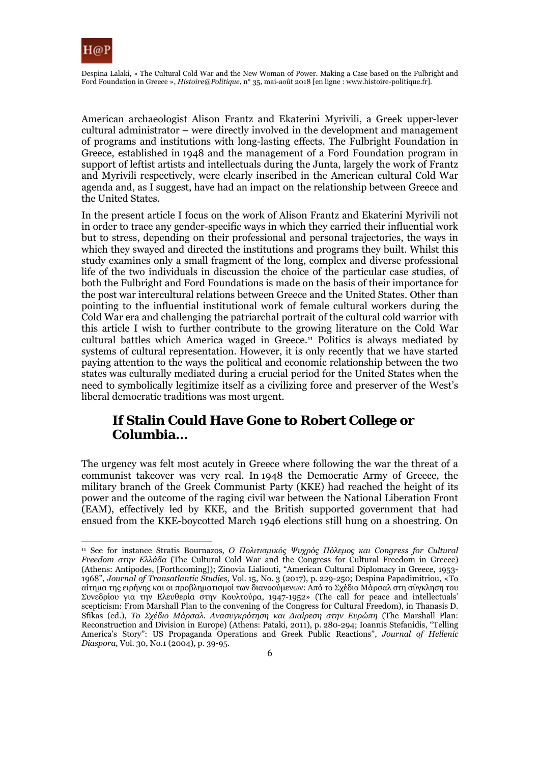American archaeologist Alison Frantz and Ekaterini Myrivili, a Greek upper-lever cultural administrator – were directly involved in the development and management of programs and institutions with long-lasting effects. The Fulbright Foundation in Greece, established in 1948 and the management of a Ford Foundation program in support of leftist artists and intellectuals during the Junta, largely the work of Frantz and Myrivili respectively, were clearly inscribed in the American cultural Cold War agenda and, as I suggest, have had an impact on the relationship between Greece and the United States.

In the present article I focus on the work of Alison Frantz and Ekaterini Myrivili not in order to trace any gender-specific ways in which they carried their influential work but to stress, depending on their professional and personal trajectories, the ways in which they swayed and directed the institutions and programs they built. Whilst this study examines only a small fragment of the long, complex and diverse professional life of the two individuals in discussion the choice of the particular case studies, of both the Fulbright and Ford Foundations is made on the basis of their importance for the post war intercultural relations between Greece and the United States. Other than pointing to the influential institutional work of female cultural workers during the Cold War era and challenging the patriarchal portrait of the cultural cold warrior with this article I wish to further contribute to the growing literature on the Cold War cultural battles which America waged in Greece.[11] Politics is always mediated by systems of cultural representation. However, it is only recently that we have started paying attention to the ways the political and economic relationship between the two states was culturally mediated during a crucial period for the United States when the need to symbolically legitimize itself as a civilizing force and preserver of the West's liberal democratic traditions was most urgent.

## If Stalin Could Have Gone to Robert College or Columbia…

The urgency was felt most acutely in Greece where following the war the threat of a communist takeover was very real. In 1948 the Democratic Army of Greece, the military branch of the Greek Communist Party (KKE) had reached the height of its power and the outcome of the raging civil war between the National Liberation Front (EAM), effectively led by KKE, and the British supported government that had ensued from the KKE-boycotted March 1946 elections still hung on a shoestring. On

---

[11] See for instance Stratis Bournazos, *Ο Πολιτισμικός Ψυχρός Πόλεμος και Congress for Cultural Freedom στην Ελλάδα* (The Cultural Cold War and the Congress for Cultural Freedom in Greece) (Athens: Antipodes, [Forthcoming]); Zinovia Lialiouti, "American Cultural Diplomacy in Greece, 1953-1968", *Journal of Transatlantic Studies,* Vol. 15, No. 3 (2017), p. 229-250; Despina Papadimitriou, «Το αίτημα της ειρήνης και οι προβληματισμοί των διανοούμενων: Από το Σχέδιο Μάρσαλ στη σύγκληση του Συνεδρίου για την Ελευθερία στην Κουλτούρα, 1947-1952» (The call for peace and intellectuals' scepticism: From Marshall Plan to the convening of the Congress for Cultural Freedom), in Thanasis D. Sfikas (ed.), *Το Σχέδιο Μάρσαλ. Ανασυγκρότηση και Διαίρεση στην Ευρώπη* (The Marshall Plan: Reconstruction and Division in Europe) (Athens: Pataki, 2011), p. 280-294; Ioannis Stefanidis, "Telling America's Story": US Propaganda Operations and Greek Public Reactions", *Journal of Hellenic Diaspora,* Vol. 30, No.1 (2004), p. 39-95.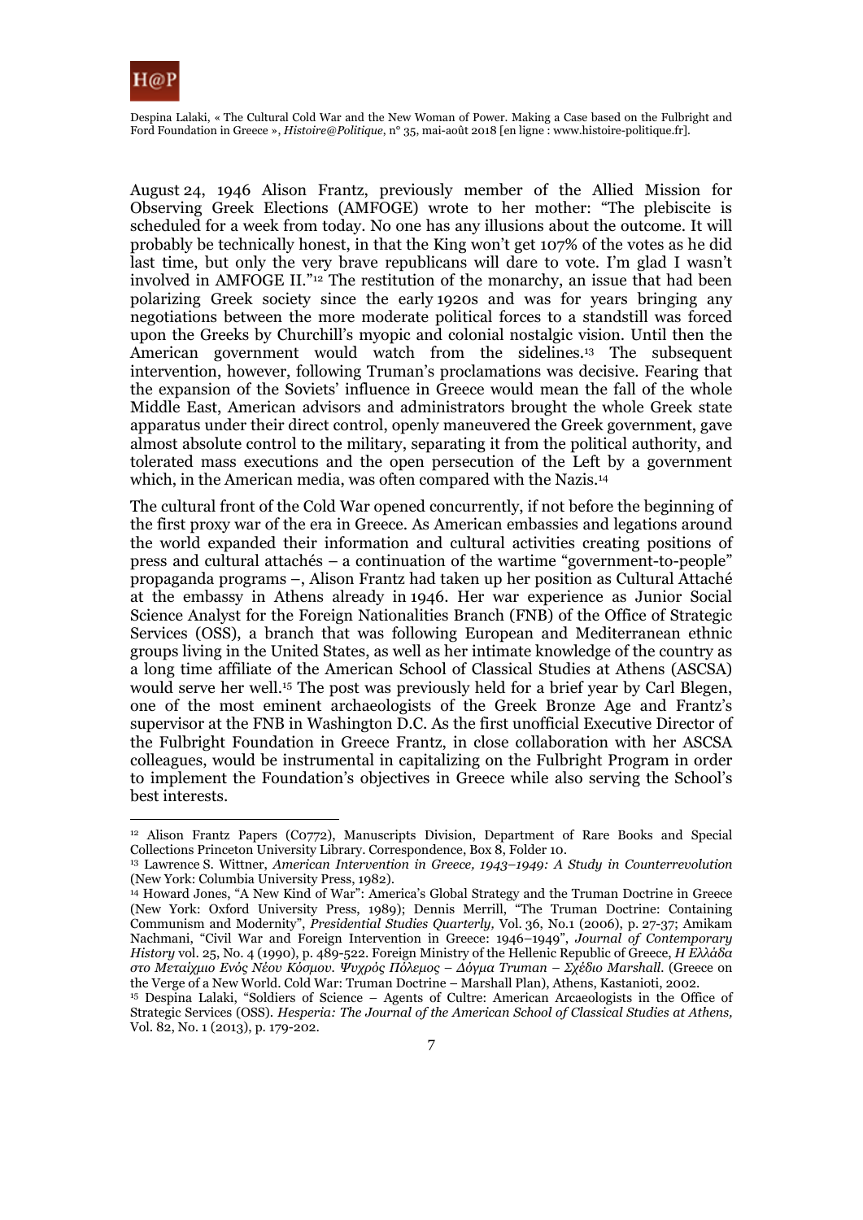August 24, 1946 Alison Frantz, previously member of the Allied Mission for Observing Greek Elections (AMFOGE) wrote to her mother: "The plebiscite is scheduled for a week from today. No one has any illusions about the outcome. It will probably be technically honest, in that the King won't get 107% of the votes as he did last time, but only the very brave republicans will dare to vote. I'm glad I wasn't involved in AMFOGE II."[12] The restitution of the monarchy, an issue that had been polarizing Greek society since the early 1920s and was for years bringing any negotiations between the more moderate political forces to a standstill was forced upon the Greeks by Churchill's myopic and colonial nostalgic vision. Until then the American government would watch from the sidelines.[13] The subsequent intervention, however, following Truman's proclamations was decisive. Fearing that the expansion of the Soviets' influence in Greece would mean the fall of the whole Middle East, American advisors and administrators brought the whole Greek state apparatus under their direct control, openly maneuvered the Greek government, gave almost absolute control to the military, separating it from the political authority, and tolerated mass executions and the open persecution of the Left by a government which, in the American media, was often compared with the Nazis.[14]

The cultural front of the Cold War opened concurrently, if not before the beginning of the first proxy war of the era in Greece. As American embassies and legations around the world expanded their information and cultural activities creating positions of press and cultural attachés – a continuation of the wartime "government-to-people" propaganda programs –, Alison Frantz had taken up her position as Cultural Attaché at the embassy in Athens already in 1946. Her war experience as Junior Social Science Analyst for the Foreign Nationalities Branch (FNB) of the Office of Strategic Services (OSS), a branch that was following European and Mediterranean ethnic groups living in the United States, as well as her intimate knowledge of the country as a long time affiliate of the American School of Classical Studies at Athens (ASCSA) would serve her well.[15] The post was previously held for a brief year by Carl Blegen, one of the most eminent archaeologists of the Greek Bronze Age and Frantz's supervisor at the FNB in Washington D.C. As the first unofficial Executive Director of the Fulbright Foundation in Greece Frantz, in close collaboration with her ASCSA colleagues, would be instrumental in capitalizing on the Fulbright Program in order to implement the Foundation's objectives in Greece while also serving the School's best interests.

---

[12] Alison Frantz Papers (C0772), Manuscripts Division, Department of Rare Books and Special Collections Princeton University Library. Correspondence, Box 8, Folder 10.

[13] Lawrence S. Wittner, *American Intervention in Greece, 1943–1949: A Study in Counterrevolution* (New York: Columbia University Press, 1982).

[14] Howard Jones, "A New Kind of War": America's Global Strategy and the Truman Doctrine in Greece (New York: Oxford University Press, 1989); Dennis Merrill, "The Truman Doctrine: Containing Communism and Modernity", *Presidential Studies Quarterly,* Vol. 36, No.1 (2006), p. 27-37; Amikam Nachmani, "Civil War and Foreign Intervention in Greece: 1946–1949", *Journal of Contemporary History* vol. 25, No. 4 (1990), p. 489-522. Foreign Ministry of the Hellenic Republic of Greece, *Η Ελλάδα στο Μεταίχμιο Ενός Νέου Κόσμου. Ψυχρός Πόλεμος – Δόγμα Truman – Σχέδιο Marshall.* (Greece on the Verge of a New World. Cold War: Truman Doctrine – Marshall Plan), Athens, Kastanioti, 2002.

[15] Despina Lalaki, "Soldiers of Science – Agents of Cultre: American Arcaeologists in the Office of Strategic Services (OSS). *Hesperia: The Journal of the American School of Classical Studies at Athens,* Vol. 82, No. 1 (2013), p. 179-202.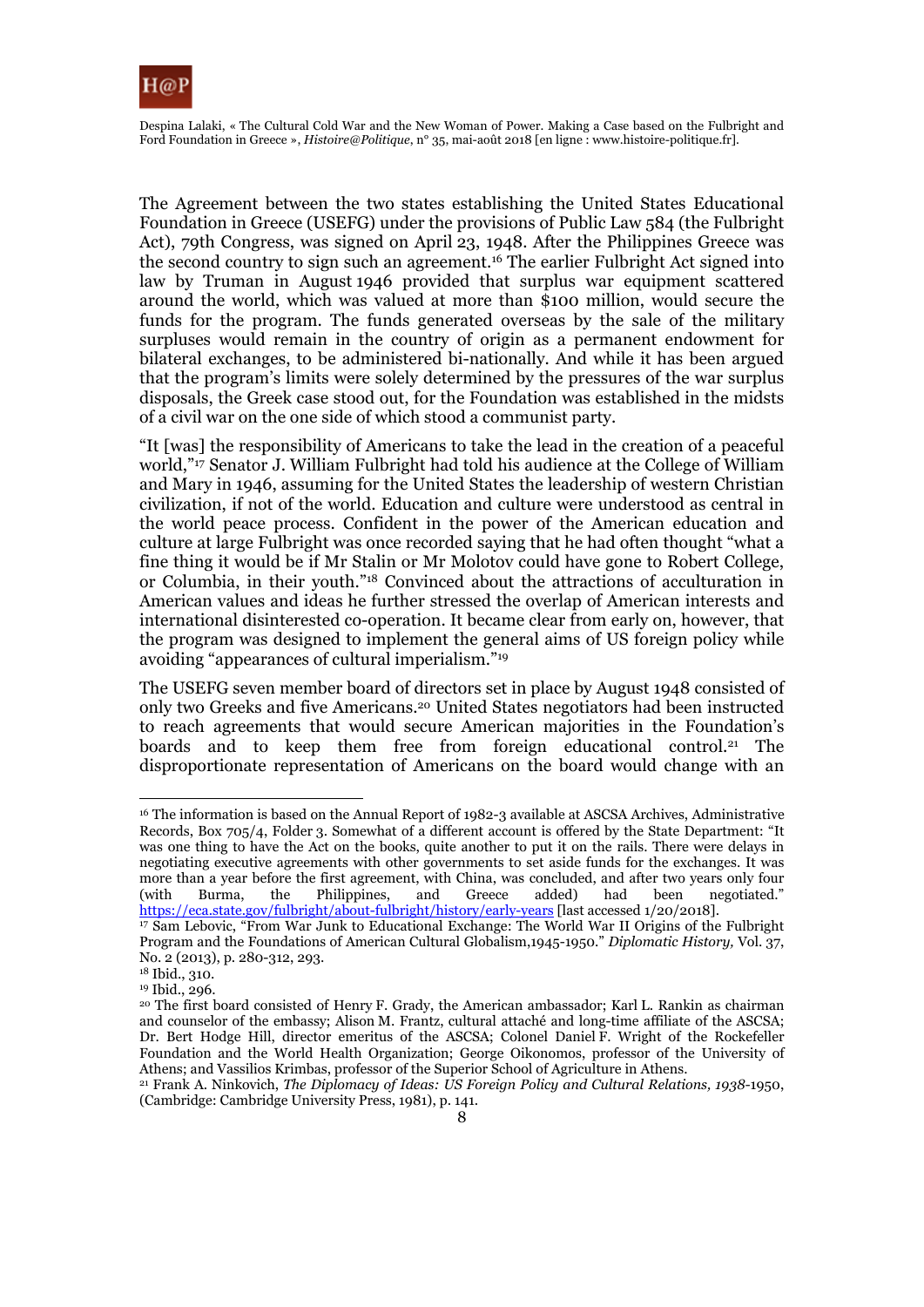The Agreement between the two states establishing the United States Educational Foundation in Greece (USEFG) under the provisions of Public Law 584 (the Fulbright Act), 79th Congress, was signed on April 23, 1948. After the Philippines Greece was the second country to sign such an agreement.[16] The earlier Fulbright Act signed into law by Truman in August 1946 provided that surplus war equipment scattered around the world, which was valued at more than $100 million, would secure the funds for the program. The funds generated overseas by the sale of the military surpluses would remain in the country of origin as a permanent endowment for bilateral exchanges, to be administered bi-nationally. And while it has been argued that the program's limits were solely determined by the pressures of the war surplus disposals, the Greek case stood out, for the Foundation was established in the midsts of a civil war on the one side of which stood a communist party.

"It [was] the responsibility of Americans to take the lead in the creation of a peaceful world,"[17] Senator J. William Fulbright had told his audience at the College of William and Mary in 1946, assuming for the United States the leadership of western Christian civilization, if not of the world. Education and culture were understood as central in the world peace process. Confident in the power of the American education and culture at large Fulbright was once recorded saying that he had often thought "what a fine thing it would be if Mr Stalin or Mr Molotov could have gone to Robert College, or Columbia, in their youth."[18] Convinced about the attractions of acculturation in American values and ideas he further stressed the overlap of American interests and international disinterested co-operation. It became clear from early on, however, that the program was designed to implement the general aims of US foreign policy while avoiding "appearances of cultural imperialism."[19]

The USEFG seven member board of directors set in place by August 1948 consisted of only two Greeks and five Americans.[20] United States negotiators had been instructed to reach agreements that would secure American majorities in the Foundation's boards and to keep them free from foreign educational control.[21] The disproportionate representation of Americans on the board would change with an

---

[16] The information is based on the Annual Report of 1982-3 available at ASCSA Archives, Administrative Records, Box 705/4, Folder 3. Somewhat of a different account is offered by the State Department: "It was one thing to have the Act on the books, quite another to put it on the rails. There were delays in negotiating executive agreements with other governments to set aside funds for the exchanges. It was more than a year before the first agreement, with China, was concluded, and after two years only four (with Burma, the Philippines, and Greece added) had been negotiated." https://eca.state.gov/fulbright/about-fulbright/history/early-years [last accessed 1/20/2018].

[17] Sam Lebovic, "From War Junk to Educational Exchange: The World War II Origins of the Fulbright Program and the Foundations of American Cultural Globalism,1945-1950." *Diplomatic History,* Vol. 37, No. 2 (2013), p. 280-312, 293.

[18] Ibid., 310.

[19] Ibid., 296.

[20] The first board consisted of Henry F. Grady, the American ambassador; Karl L. Rankin as chairman and counselor of the embassy; Alison M. Frantz, cultural attaché and long-time affiliate of the ASCSA; Dr. Bert Hodge Hill, director emeritus of the ASCSA; Colonel Daniel F. Wright of the Rockefeller Foundation and the World Health Organization; George Oikonomos, professor of the University of Athens; and Vassilios Krimbas, professor of the Superior School of Agriculture in Athens.

[21] Frank A. Ninkovich, *The Diplomacy of Ideas: US Foreign Policy and Cultural Relations, 1938-1950*, (Cambridge: Cambridge University Press, 1981), p. 141.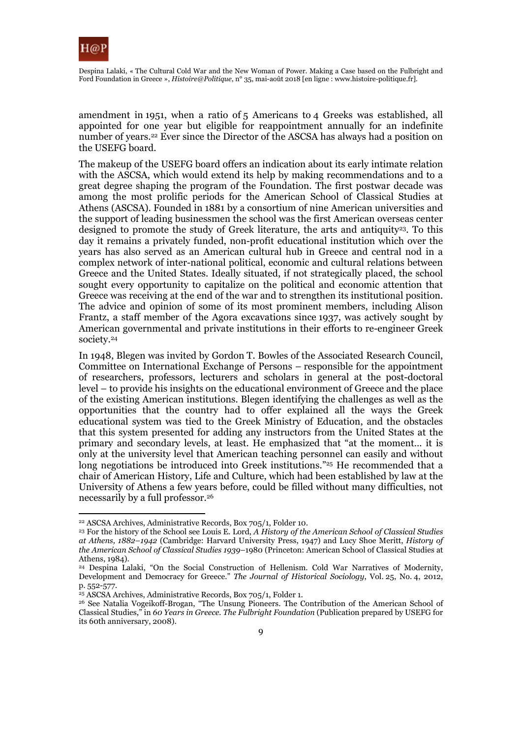amendment in 1951, when a ratio of 5 Americans to 4 Greeks was established, all appointed for one year but eligible for reappointment annually for an indefinite number of years.[22] Ever since the Director of the ASCSA has always had a position on the USEFG board.

The makeup of the USEFG board offers an indication about its early intimate relation with the ASCSA, which would extend its help by making recommendations and to a great degree shaping the program of the Foundation. The first postwar decade was among the most prolific periods for the American School of Classical Studies at Athens (ASCSA). Founded in 1881 by a consortium of nine American universities and the support of leading businessmen the school was the first American overseas center designed to promote the study of Greek literature, the arts and antiquity[23]. To this day it remains a privately funded, non-profit educational institution which over the years has also served as an American cultural hub in Greece and central nod in a complex network of inter-national political, economic and cultural relations between Greece and the United States. Ideally situated, if not strategically placed, the school sought every opportunity to capitalize on the political and economic attention that Greece was receiving at the end of the war and to strengthen its institutional position. The advice and opinion of some of its most prominent members, including Alison Frantz, a staff member of the Agora excavations since 1937, was actively sought by American governmental and private institutions in their efforts to re-engineer Greek society.[24]

In 1948, Blegen was invited by Gordon T. Bowles of the Associated Research Council, Committee on International Exchange of Persons – responsible for the appointment of researchers, professors, lecturers and scholars in general at the post-doctoral level – to provide his insights on the educational environment of Greece and the place of the existing American institutions. Blegen identifying the challenges as well as the opportunities that the country had to offer explained all the ways the Greek educational system was tied to the Greek Ministry of Education, and the obstacles that this system presented for adding any instructors from the United States at the primary and secondary levels, at least. He emphasized that "at the moment… it is only at the university level that American teaching personnel can easily and without long negotiations be introduced into Greek institutions."[25] He recommended that a chair of American History, Life and Culture, which had been established by law at the University of Athens a few years before, could be filled without many difficulties, not necessarily by a full professor.[26]

---

[22] ASCSA Archives, Administrative Records, Box 705/1, Folder 10.

[23] For the history of the School see Louis E. Lord, *A History of the American School of Classical Studies at Athens, 1882–1942* (Cambridge: Harvard University Press, 1947) and Lucy Shoe Meritt, *History of the American School of Classical Studies 1939*–1980 (Princeton: American School of Classical Studies at Athens, 1984).

[24] Despina Lalaki, "On the Social Construction of Hellenism. Cold War Narratives of Modernity, Development and Democracy for Greece." *The Journal of Historical Sociology*, Vol. 25, No. 4, 2012, p. 552-577.

[25] ASCSA Archives, Administrative Records, Box 705/1, Folder 1.

[26] See Natalia Vogeikoff-Brogan, "The Unsung Pioneers. The Contribution of the American School of Classical Studies," in *60 Years in Greece. The Fulbright Foundation* (Publication prepared by USEFG for its 60th anniversary, 2008).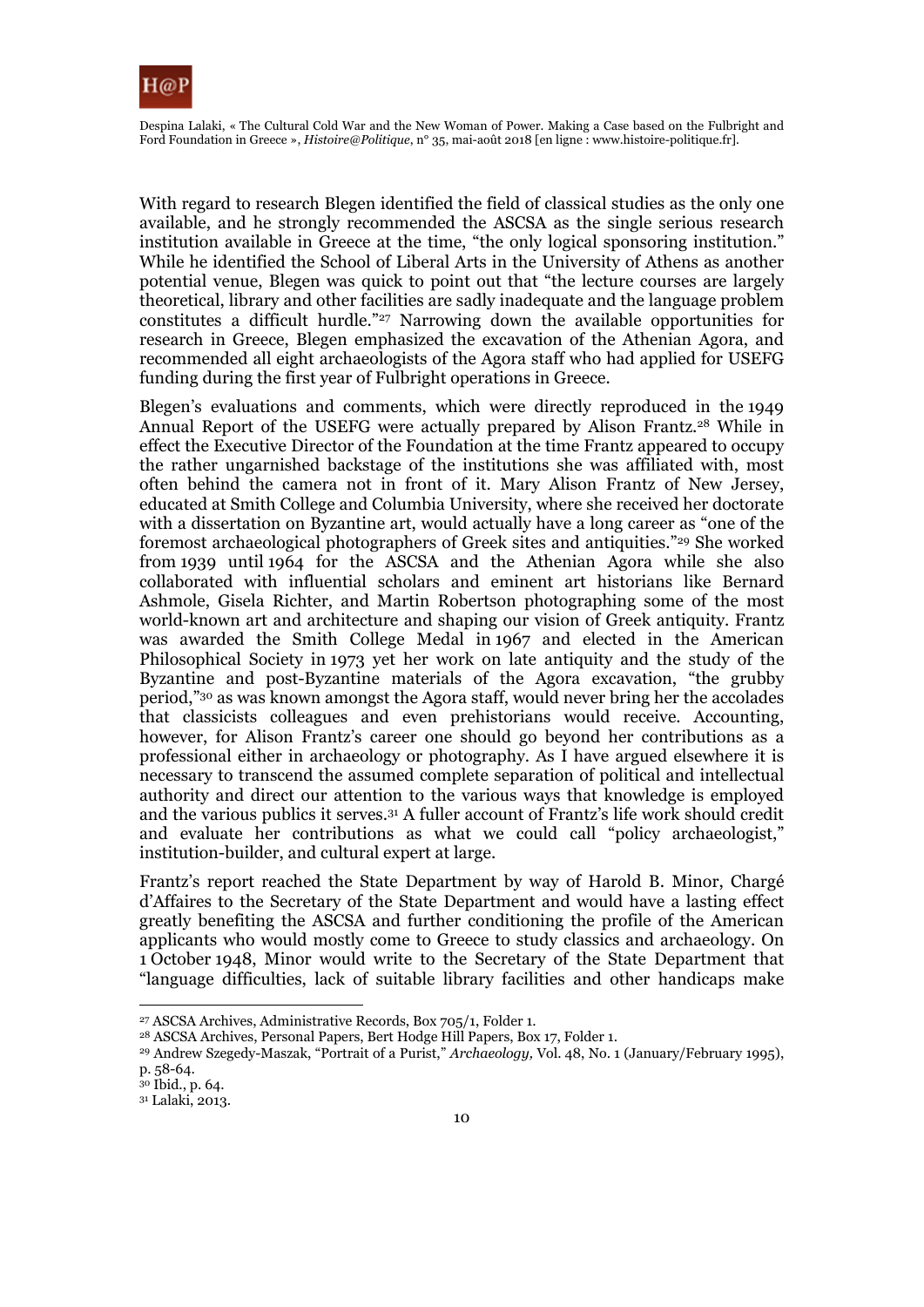With regard to research Blegen identified the field of classical studies as the only one available, and he strongly recommended the ASCSA as the single serious research institution available in Greece at the time, "the only logical sponsoring institution." While he identified the School of Liberal Arts in the University of Athens as another potential venue, Blegen was quick to point out that "the lecture courses are largely theoretical, library and other facilities are sadly inadequate and the language problem constitutes a difficult hurdle."[27] Narrowing down the available opportunities for research in Greece, Blegen emphasized the excavation of the Athenian Agora, and recommended all eight archaeologists of the Agora staff who had applied for USEFG funding during the first year of Fulbright operations in Greece.

Blegen's evaluations and comments, which were directly reproduced in the 1949 Annual Report of the USEFG were actually prepared by Alison Frantz.[28] While in effect the Executive Director of the Foundation at the time Frantz appeared to occupy the rather ungarnished backstage of the institutions she was affiliated with, most often behind the camera not in front of it. Mary Alison Frantz of New Jersey, educated at Smith College and Columbia University, where she received her doctorate with a dissertation on Byzantine art, would actually have a long career as "one of the foremost archaeological photographers of Greek sites and antiquities."[29] She worked from 1939 until 1964 for the ASCSA and the Athenian Agora while she also collaborated with influential scholars and eminent art historians like Bernard Ashmole, Gisela Richter, and Martin Robertson photographing some of the most world-known art and architecture and shaping our vision of Greek antiquity. Frantz was awarded the Smith College Medal in 1967 and elected in the American Philosophical Society in 1973 yet her work on late antiquity and the study of the Byzantine and post-Byzantine materials of the Agora excavation, "the grubby period,"[30] as was known amongst the Agora staff, would never bring her the accolades that classicists colleagues and even prehistorians would receive. Accounting, however, for Alison Frantz's career one should go beyond her contributions as a professional either in archaeology or photography. As I have argued elsewhere it is necessary to transcend the assumed complete separation of political and intellectual authority and direct our attention to the various ways that knowledge is employed and the various publics it serves.[31] A fuller account of Frantz's life work should credit and evaluate her contributions as what we could call "policy archaeologist," institution-builder, and cultural expert at large.

Frantz's report reached the State Department by way of Harold B. Minor, Chargé d'Affaires to the Secretary of the State Department and would have a lasting effect greatly benefiting the ASCSA and further conditioning the profile of the American applicants who would mostly come to Greece to study classics and archaeology. On 1 October 1948, Minor would write to the Secretary of the State Department that "language difficulties, lack of suitable library facilities and other handicaps make

---

[27] ASCSA Archives, Administrative Records, Box 705/1, Folder 1.

[28] ASCSA Archives, Personal Papers, Bert Hodge Hill Papers, Box 17, Folder 1.

[29] Andrew Szegedy-Maszak, "Portrait of a Purist," *Archaeology*, Vol. 48, No. 1 (January/February 1995), p. 58-64.

[30] Ibid., p. 64.

[31] Lalaki, 2013.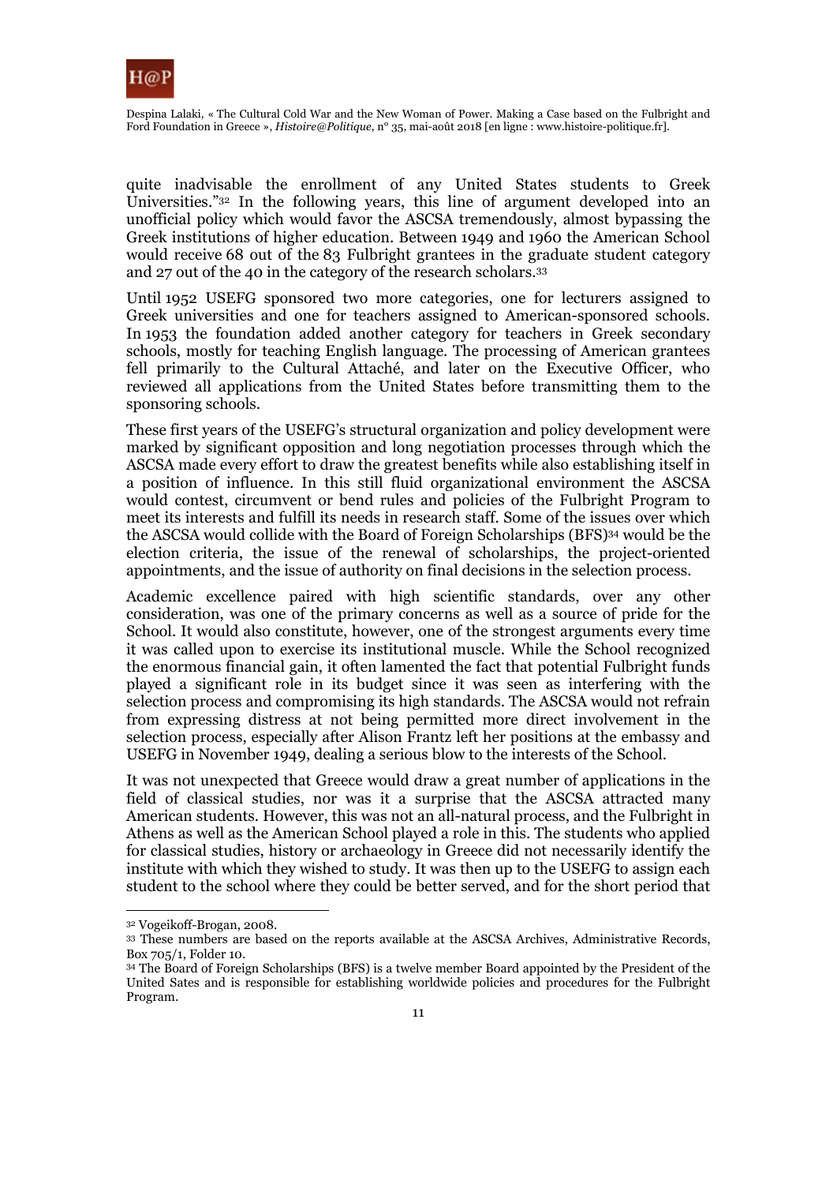quite inadvisable the enrollment of any United States students to Greek Universities."[32] In the following years, this line of argument developed into an unofficial policy which would favor the ASCSA tremendously, almost bypassing the Greek institutions of higher education. Between 1949 and 1960 the American School would receive 68 out of the 83 Fulbright grantees in the graduate student category and 27 out of the 40 in the category of the research scholars.[33]

Until 1952 USEFG sponsored two more categories, one for lecturers assigned to Greek universities and one for teachers assigned to American-sponsored schools. In 1953 the foundation added another category for teachers in Greek secondary schools, mostly for teaching English language. The processing of American grantees fell primarily to the Cultural Attaché, and later on the Executive Officer, who reviewed all applications from the United States before transmitting them to the sponsoring schools.

These first years of the USEFG's structural organization and policy development were marked by significant opposition and long negotiation processes through which the ASCSA made every effort to draw the greatest benefits while also establishing itself in a position of influence. In this still fluid organizational environment the ASCSA would contest, circumvent or bend rules and policies of the Fulbright Program to meet its interests and fulfill its needs in research staff. Some of the issues over which the ASCSA would collide with the Board of Foreign Scholarships (BFS)[34] would be the election criteria, the issue of the renewal of scholarships, the project-oriented appointments, and the issue of authority on final decisions in the selection process.

Academic excellence paired with high scientific standards, over any other consideration, was one of the primary concerns as well as a source of pride for the School. It would also constitute, however, one of the strongest arguments every time it was called upon to exercise its institutional muscle. While the School recognized the enormous financial gain, it often lamented the fact that potential Fulbright funds played a significant role in its budget since it was seen as interfering with the selection process and compromising its high standards. The ASCSA would not refrain from expressing distress at not being permitted more direct involvement in the selection process, especially after Alison Frantz left her positions at the embassy and USEFG in November 1949, dealing a serious blow to the interests of the School.

It was not unexpected that Greece would draw a great number of applications in the field of classical studies, nor was it a surprise that the ASCSA attracted many American students. However, this was not an all-natural process, and the Fulbright in Athens as well as the American School played a role in this. The students who applied for classical studies, history or archaeology in Greece did not necessarily identify the institute with which they wished to study. It was then up to the USEFG to assign each student to the school where they could be better served, and for the short period that

---

[32] Vogeikoff-Brogan, 2008.

[33] These numbers are based on the reports available at the ASCSA Archives, Administrative Records, Box 705/1, Folder 10.

[34] The Board of Foreign Scholarships (BFS) is a twelve member Board appointed by the President of the United Sates and is responsible for establishing worldwide policies and procedures for the Fulbright Program.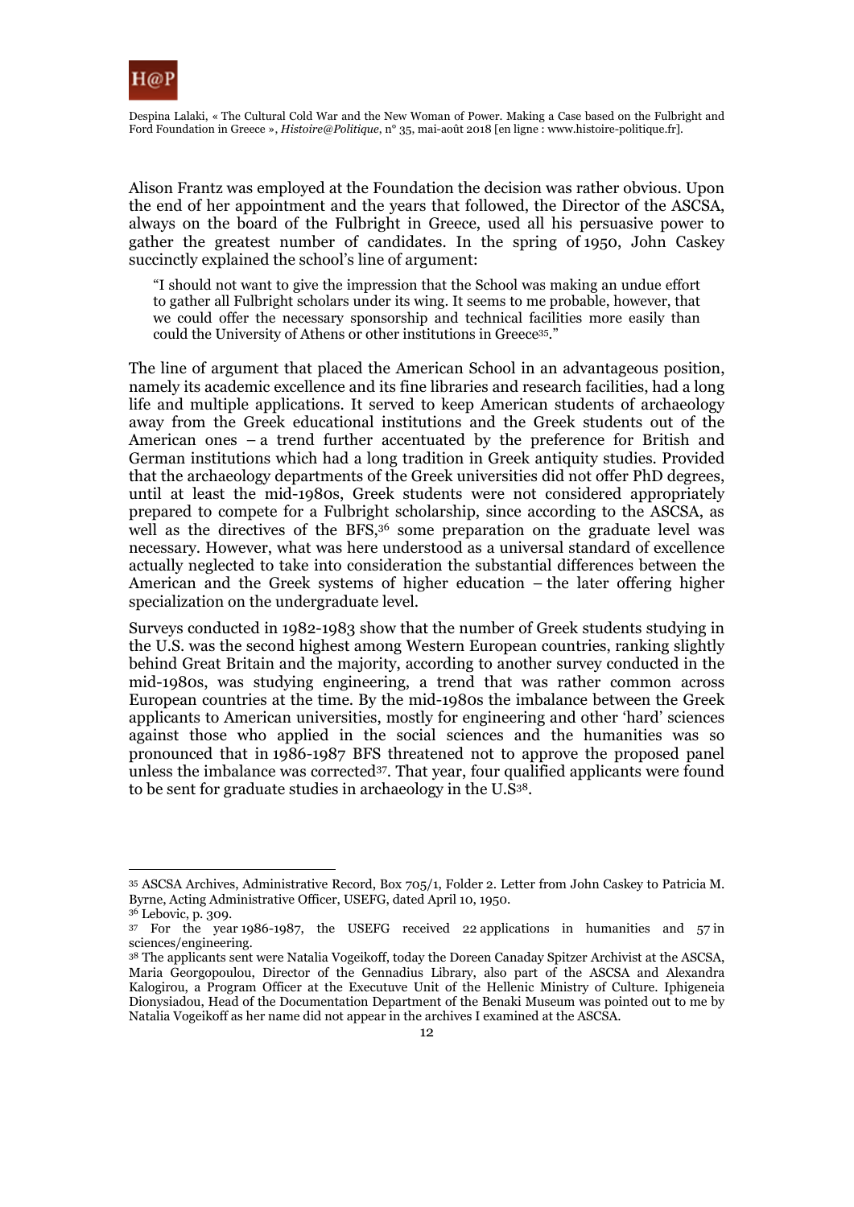Alison Frantz was employed at the Foundation the decision was rather obvious. Upon the end of her appointment and the years that followed, the Director of the ASCSA, always on the board of the Fulbright in Greece, used all his persuasive power to gather the greatest number of candidates. In the spring of 1950, John Caskey succinctly explained the school's line of argument:

> "I should not want to give the impression that the School was making an undue effort to gather all Fulbright scholars under its wing. It seems to me probable, however, that we could offer the necessary sponsorship and technical facilities more easily than could the University of Athens or other institutions in Greece[35]."

The line of argument that placed the American School in an advantageous position, namely its academic excellence and its fine libraries and research facilities, had a long life and multiple applications. It served to keep American students of archaeology away from the Greek educational institutions and the Greek students out of the American ones – a trend further accentuated by the preference for British and German institutions which had a long tradition in Greek antiquity studies. Provided that the archaeology departments of the Greek universities did not offer PhD degrees, until at least the mid-1980s, Greek students were not considered appropriately prepared to compete for a Fulbright scholarship, since according to the ASCSA, as well as the directives of the BFS,[36] some preparation on the graduate level was necessary. However, what was here understood as a universal standard of excellence actually neglected to take into consideration the substantial differences between the American and the Greek systems of higher education – the later offering higher specialization on the undergraduate level.

Surveys conducted in 1982-1983 show that the number of Greek students studying in the U.S. was the second highest among Western European countries, ranking slightly behind Great Britain and the majority, according to another survey conducted in the mid-1980s, was studying engineering, a trend that was rather common across European countries at the time. By the mid-1980s the imbalance between the Greek applicants to American universities, mostly for engineering and other 'hard' sciences against those who applied in the social sciences and the humanities was so pronounced that in 1986-1987 BFS threatened not to approve the proposed panel unless the imbalance was corrected[37]. That year, four qualified applicants were found to be sent for graduate studies in archaeology in the U.S[38].

---

[35] ASCSA Archives, Administrative Record, Box 705/1, Folder 2. Letter from John Caskey to Patricia M. Byrne, Acting Administrative Officer, USEFG, dated April 10, 1950.

[36] Lebovic, p. 309.

[37] For the year 1986-1987, the USEFG received 22 applications in humanities and 57 in sciences/engineering.

[38] The applicants sent were Natalia Vogeikoff, today the Doreen Canaday Spitzer Archivist at the ASCSA, Maria Georgopoulou, Director of the Gennadius Library, also part of the ASCSA and Alexandra Kalogirou, a Program Officer at the Executuve Unit of the Hellenic Ministry of Culture. Iphigeneia Dionysiadou, Head of the Documentation Department of the Benaki Museum was pointed out to me by Natalia Vogeikoff as her name did not appear in the archives I examined at the ASCSA.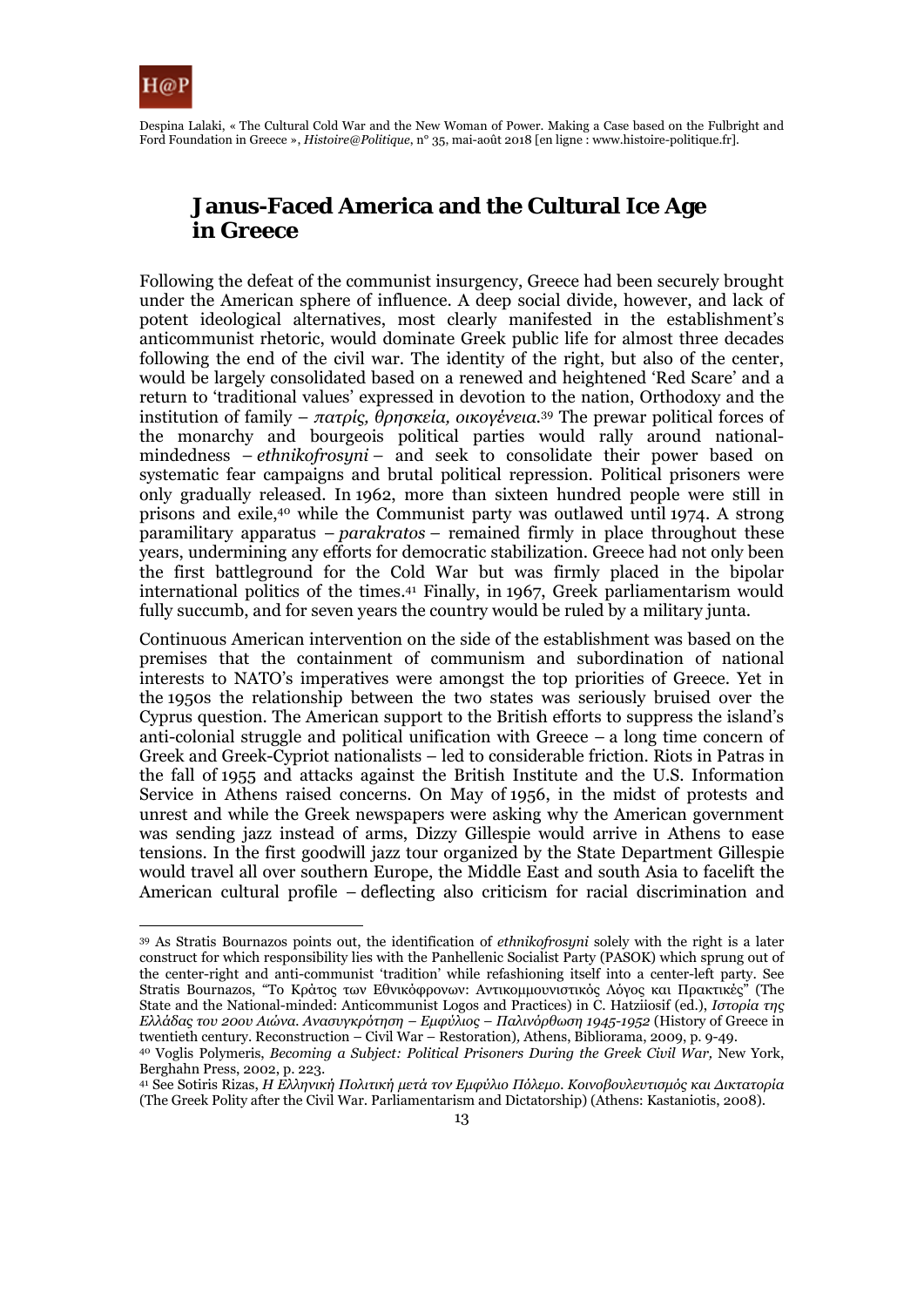## Janus-Faced America and the Cultural Ice Age in Greece

Following the defeat of the communist insurgency, Greece had been securely brought under the American sphere of influence. A deep social divide, however, and lack of potent ideological alternatives, most clearly manifested in the establishment's anticommunist rhetoric, would dominate Greek public life for almost three decades following the end of the civil war. The identity of the right, but also of the center, would be largely consolidated based on a renewed and heightened 'Red Scare' and a return to 'traditional values' expressed in devotion to the nation, Orthodoxy and the institution of family – *πατρίς, θρησκεία, οικογένεια*.[39] The prewar political forces of the monarchy and bourgeois political parties would rally around national-mindedness – *ethnikofrosyni* – and seek to consolidate their power based on systematic fear campaigns and brutal political repression. Political prisoners were only gradually released. In 1962, more than sixteen hundred people were still in prisons and exile,[40] while the Communist party was outlawed until 1974. A strong paramilitary apparatus – *parakratos* – remained firmly in place throughout these years, undermining any efforts for democratic stabilization. Greece had not only been the first battleground for the Cold War but was firmly placed in the bipolar international politics of the times.[41] Finally, in 1967, Greek parliamentarism would fully succumb, and for seven years the country would be ruled by a military junta.

Continuous American intervention on the side of the establishment was based on the premises that the containment of communism and subordination of national interests to NATO's imperatives were amongst the top priorities of Greece. Yet in the 1950s the relationship between the two states was seriously bruised over the Cyprus question. The American support to the British efforts to suppress the island's anti-colonial struggle and political unification with Greece – a long time concern of Greek and Greek-Cypriot nationalists – led to considerable friction. Riots in Patras in the fall of 1955 and attacks against the British Institute and the U.S. Information Service in Athens raised concerns. On May of 1956, in the midst of protests and unrest and while the Greek newspapers were asking why the American government was sending jazz instead of arms, Dizzy Gillespie would arrive in Athens to ease tensions. In the first goodwill jazz tour organized by the State Department Gillespie would travel all over southern Europe, the Middle East and south Asia to facelift the American cultural profile – deflecting also criticism for racial discrimination and

---

[39] As Stratis Bournazos points out, the identification of *ethnikofrosyni* solely with the right is a later construct for which responsibility lies with the Panhellenic Socialist Party (PASOK) which sprung out of the center-right and anti-communist 'tradition' while refashioning itself into a center-left party. See Stratis Bournazos, "Το Κράτος των Εθνικόφρονων: Αντικομμουνιστικός Λόγος και Πρακτικές" (The State and the National-minded: Anticommunist Logos and Practices) in C. Hatziiosif (ed.), *Ιστορία της Ελλάδας του 20ου Αιώνα. Ανασυγκρότηση – Εμφύλιος – Παλινόρθωση 1945-1952* (History of Greece in twentieth century. Reconstruction – Civil War – Restoration), Athens, Bibliorama, 2009, p. 9-49.

[40] Voglis Polymeris, *Becoming a Subject: Political Prisoners During the Greek Civil War,* New York, Berghahn Press, 2002, p. 223.

[41] See Sotiris Rizas, *Η Ελληνική Πολιτική μετά τον Εμφύλιο Πόλεμο. Κοινοβουλευτισμός και Δικτατορία* (The Greek Polity after the Civil War. Parliamentarism and Dictatorship) (Athens: Kastaniotis, 2008).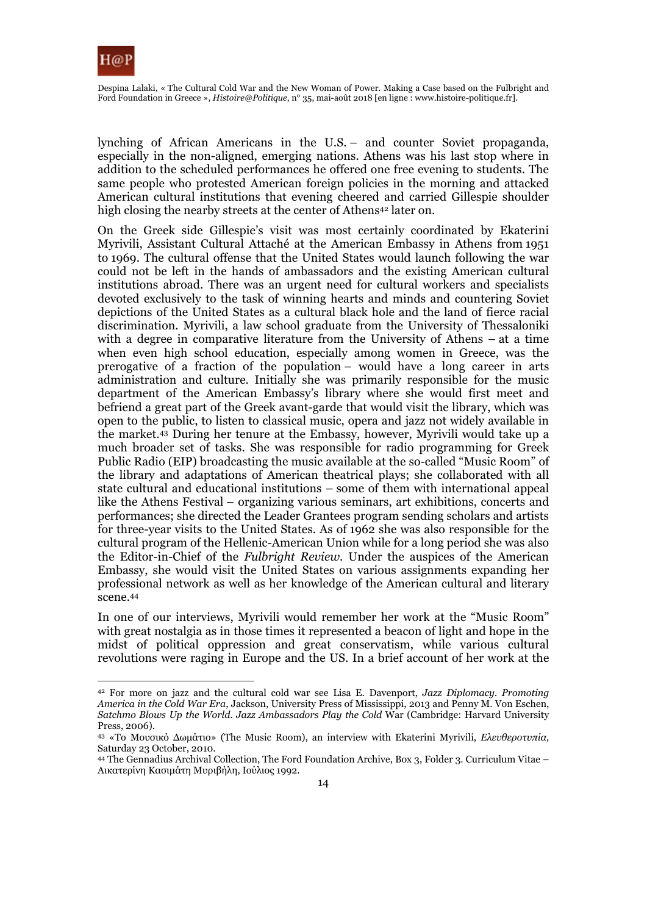lynching of African Americans in the U.S. – and counter Soviet propaganda, especially in the non-aligned, emerging nations. Athens was his last stop where in addition to the scheduled performances he offered one free evening to students. The same people who protested American foreign policies in the morning and attacked American cultural institutions that evening cheered and carried Gillespie shoulder high closing the nearby streets at the center of Athens[42] later on.

On the Greek side Gillespie's visit was most certainly coordinated by Ekaterini Myrivili, Assistant Cultural Attaché at the American Embassy in Athens from 1951 to 1969. The cultural offense that the United States would launch following the war could not be left in the hands of ambassadors and the existing American cultural institutions abroad. There was an urgent need for cultural workers and specialists devoted exclusively to the task of winning hearts and minds and countering Soviet depictions of the United States as a cultural black hole and the land of fierce racial discrimination. Myrivili, a law school graduate from the University of Thessaloniki with a degree in comparative literature from the University of Athens – at a time when even high school education, especially among women in Greece, was the prerogative of a fraction of the population – would have a long career in arts administration and culture. Initially she was primarily responsible for the music department of the American Embassy's library where she would first meet and befriend a great part of the Greek avant-garde that would visit the library, which was open to the public, to listen to classical music, opera and jazz not widely available in the market.[43] During her tenure at the Embassy, however, Myrivili would take up a much broader set of tasks. She was responsible for radio programming for Greek Public Radio (EIP) broadcasting the music available at the so-called "Music Room" of the library and adaptations of American theatrical plays; she collaborated with all state cultural and educational institutions – some of them with international appeal like the Athens Festival – organizing various seminars, art exhibitions, concerts and performances; she directed the Leader Grantees program sending scholars and artists for three-year visits to the United States. As of 1962 she was also responsible for the cultural program of the Hellenic-American Union while for a long period she was also the Editor-in-Chief of the *Fulbright Review*. Under the auspices of the American Embassy, she would visit the United States on various assignments expanding her professional network as well as her knowledge of the American cultural and literary scene.[44]

In one of our interviews, Myrivili would remember her work at the "Music Room" with great nostalgia as in those times it represented a beacon of light and hope in the midst of political oppression and great conservatism, while various cultural revolutions were raging in Europe and the US. In a brief account of her work at the

---

[42] For more on jazz and the cultural cold war see Lisa E. Davenport, *Jazz Diplomacy. Promoting America in the Cold War Era*, Jackson, University Press of Mississippi, 2013 and Penny M. Von Eschen, *Satchmo Blows Up the World. Jazz Ambassadors Play the Cold* War (Cambridge: Harvard University Press, 2006).

[43] «Το Μουσικό Δωμάτιο» (The Music Room), an interview with Ekaterini Myrivili, *Ελευθεροτυπία,* Saturday 23 October, 2010.

[44] The Gennadius Archival Collection, The Ford Foundation Archive, Box 3, Folder 3. Curriculum Vitae – Αικατερίνη Κασιμάτη Μυριβήλη, Ιούλιος 1992.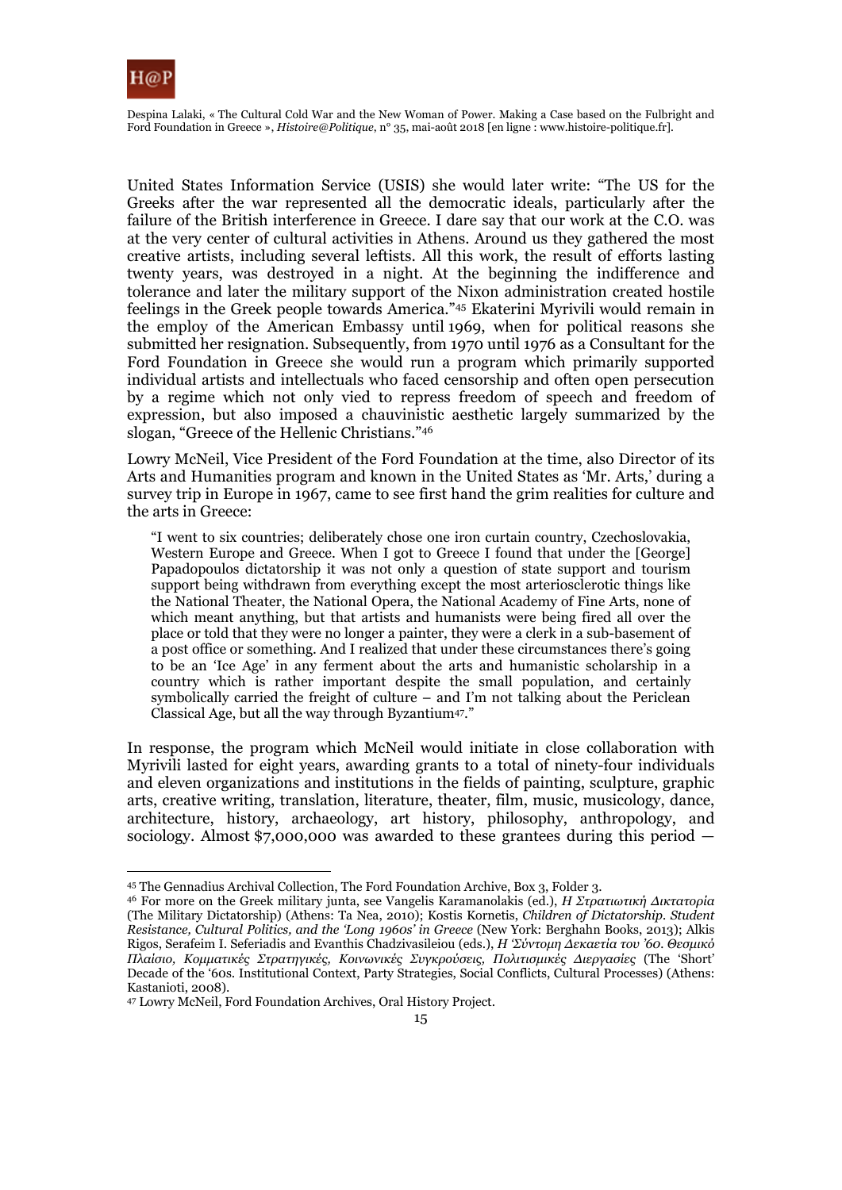United States Information Service (USIS) she would later write: “The US for the Greeks after the war represented all the democratic ideals, particularly after the failure of the British interference in Greece. I dare say that our work at the C.O. was at the very center of cultural activities in Athens. Around us they gathered the most creative artists, including several leftists. All this work, the result of efforts lasting twenty years, was destroyed in a night. At the beginning the indifference and tolerance and later the military support of the Nixon administration created hostile feelings in the Greek people towards America.”[45] Ekaterini Myrivili would remain in the employ of the American Embassy until 1969, when for political reasons she submitted her resignation. Subsequently, from 1970 until 1976 as a Consultant for the Ford Foundation in Greece she would run a program which primarily supported individual artists and intellectuals who faced censorship and often open persecution by a regime which not only vied to repress freedom of speech and freedom of expression, but also imposed a chauvinistic aesthetic largely summarized by the slogan, “Greece of the Hellenic Christians.”[46]

Lowry McNeil, Vice President of the Ford Foundation at the time, also Director of its Arts and Humanities program and known in the United States as ‘Mr. Arts,’ during a survey trip in Europe in 1967, came to see first hand the grim realities for culture and the arts in Greece:

> “I went to six countries; deliberately chose one iron curtain country, Czechoslovakia, Western Europe and Greece. When I got to Greece I found that under the [George] Papadopoulos dictatorship it was not only a question of state support and tourism support being withdrawn from everything except the most arteriosclerotic things like the National Theater, the National Opera, the National Academy of Fine Arts, none of which meant anything, but that artists and humanists were being fired all over the place or told that they were no longer a painter, they were a clerk in a sub-basement of a post office or something. And I realized that under these circumstances there’s going to be an ‘Ice Age’ in any ferment about the arts and humanistic scholarship in a country which is rather important despite the small population, and certainly symbolically carried the freight of culture – and I’m not talking about the Periclean Classical Age, but all the way through Byzantium[47].”

In response, the program which McNeil would initiate in close collaboration with Myrivili lasted for eight years, awarding grants to a total of ninety-four individuals and eleven organizations and institutions in the fields of painting, sculpture, graphic arts, creative writing, translation, literature, theater, film, music, musicology, dance, architecture, history, archaeology, art history, philosophy, anthropology, and sociology. Almost $7,000,000 was awarded to these grantees during this period —

---

[45] The Gennadius Archival Collection, The Ford Foundation Archive, Box 3, Folder 3.

[46] For more on the Greek military junta, see Vangelis Karamanolakis (ed.), *Η Στρατιωτική Δικτατορία* (The Military Dictatorship) (Athens: Ta Nea, 2010); Kostis Kornetis, *Children of Dictatorship. Student Resistance, Cultural Politics, and the ‘Long 1960s’ in Greece* (New York: Berghahn Books, 2013); Alkis Rigos, Serafeim I. Seferiadis and Evanthis Chadzivasileiou (eds.), *Η ‘Σύντομη Δεκαετία του ’60. Θεσμικό Πλαίσιο, Κομματικές Στρατηγικές, Κοινωνικές Συγκρούσεις, Πολιτισμικές Διεργασίες* (The ‘Short’ Decade of the ‘60s. Institutional Context, Party Strategies, Social Conflicts, Cultural Processes) (Athens: Kastanioti, 2008).

[47] Lowry McNeil, Ford Foundation Archives, Oral History Project.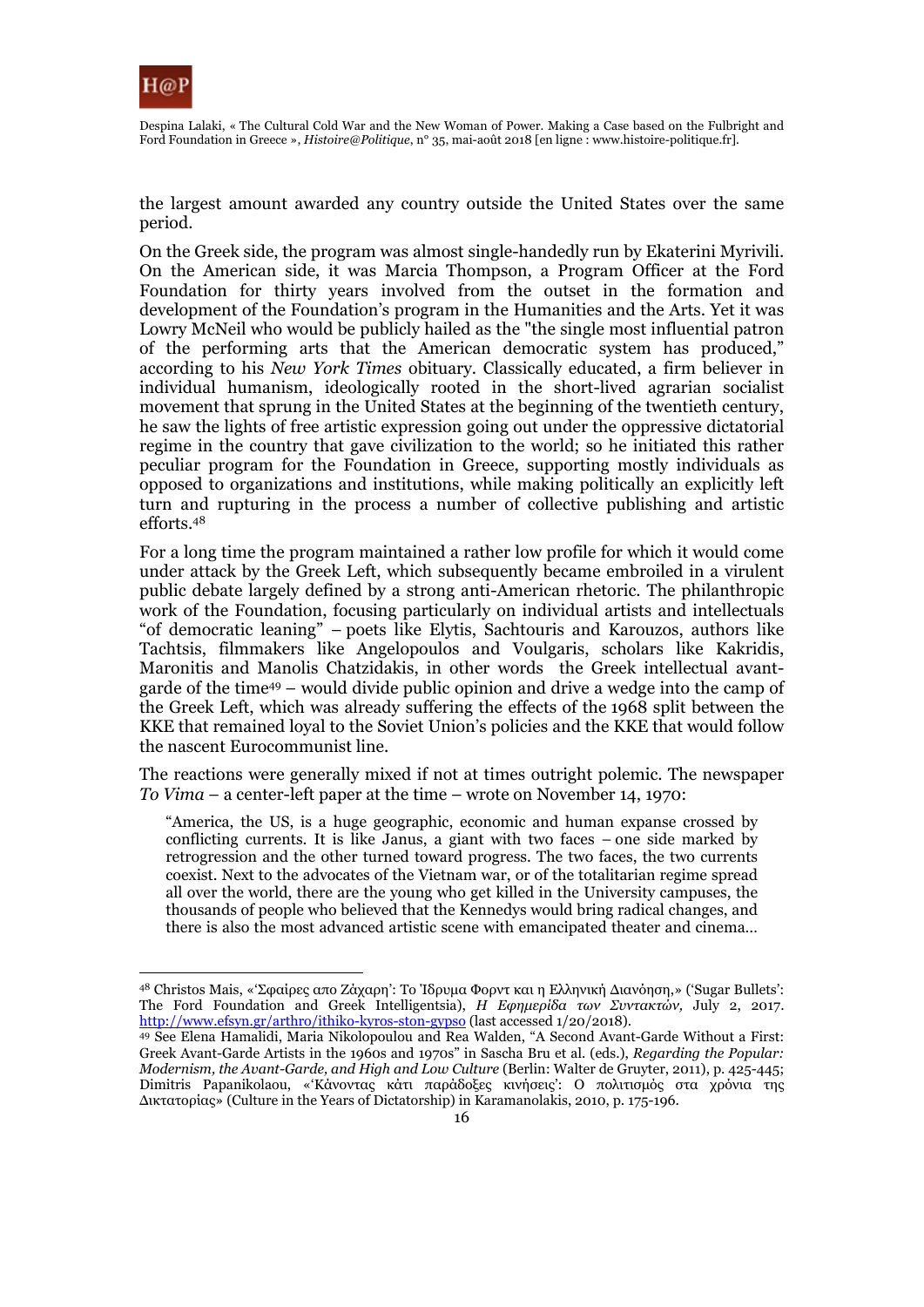the largest amount awarded any country outside the United States over the same period.

On the Greek side, the program was almost single-handedly run by Ekaterini Myrivili. On the American side, it was Marcia Thompson, a Program Officer at the Ford Foundation for thirty years involved from the outset in the formation and development of the Foundation's program in the Humanities and the Arts. Yet it was Lowry McNeil who would be publicly hailed as the "the single most influential patron of the performing arts that the American democratic system has produced," according to his *New York Times* obituary. Classically educated, a firm believer in individual humanism, ideologically rooted in the short-lived agrarian socialist movement that sprung in the United States at the beginning of the twentieth century, he saw the lights of free artistic expression going out under the oppressive dictatorial regime in the country that gave civilization to the world; so he initiated this rather peculiar program for the Foundation in Greece, supporting mostly individuals as opposed to organizations and institutions, while making politically an explicitly left turn and rupturing in the process a number of collective publishing and artistic efforts.[48]

For a long time the program maintained a rather low profile for which it would come under attack by the Greek Left, which subsequently became embroiled in a virulent public debate largely defined by a strong anti-American rhetoric. The philanthropic work of the Foundation, focusing particularly on individual artists and intellectuals "of democratic leaning" – poets like Elytis, Sachtouris and Karouzos, authors like Tachtsis, filmmakers like Angelopoulos and Voulgaris, scholars like Kakridis, Maronitis and Manolis Chatzidakis, in other words the Greek intellectual avant-garde of the time[49] – would divide public opinion and drive a wedge into the camp of the Greek Left, which was already suffering the effects of the 1968 split between the KKE that remained loyal to the Soviet Union's policies and the KKE that would follow the nascent Eurocommunist line.

The reactions were generally mixed if not at times outright polemic. The newspaper *To Vima* – a center-left paper at the time – wrote on November 14, 1970:

> "America, the US, is a huge geographic, economic and human expanse crossed by conflicting currents. It is like Janus, a giant with two faces – one side marked by retrogression and the other turned toward progress. The two faces, the two currents coexist. Next to the advocates of the Vietnam war, or of the totalitarian regime spread all over the world, there are the young who get killed in the University campuses, the thousands of people who believed that the Kennedys would bring radical changes, and there is also the most advanced artistic scene with emancipated theater and cinema...

---

[48] Christos Mais, «'Σφαίρες απο Ζάχαρη': Το Ίδρυμα Φορντ και η Ελληνική Διανόηση,» ('Sugar Bullets': The Ford Foundation and Greek Intelligentsia), *Η Εφημερίδα των Συντακτών,* July 2, 2017. http://www.efsyn.gr/arthro/ithiko-kyros-ston-gypso (last accessed 1/20/2018).

[49] See Elena Hamalidi, Maria Nikolopoulou and Rea Walden, "A Second Avant-Garde Without a First: Greek Avant-Garde Artists in the 1960s and 1970s" in Sascha Bru et al. (eds.), *Regarding the Popular: Modernism, the Avant-Garde, and High and Low Culture* (Berlin: Walter de Gruyter, 2011), p. 425-445; Dimitris Papanikolaou, «'Κάνοντας κάτι παράδοξες κινήσεις': Ο πολιτισμός στα χρόνια της Δικτατορίας» (Culture in the Years of Dictatorship) in Karamanolakis, 2010, p. 175-196.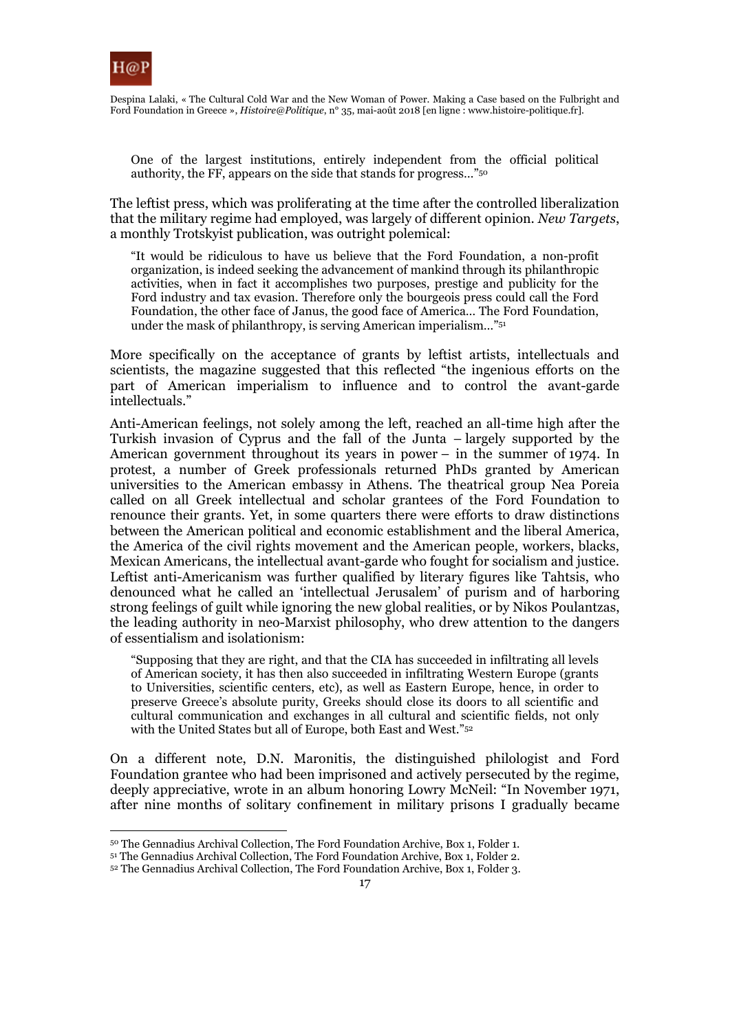> One of the largest institutions, entirely independent from the official political authority, the FF, appears on the side that stands for progress…"[50]

The leftist press, which was proliferating at the time after the controlled liberalization that the military regime had employed, was largely of different opinion. *New Targets*, a monthly Trotskyist publication, was outright polemical:

> "It would be ridiculous to have us believe that the Ford Foundation, a non-profit organization, is indeed seeking the advancement of mankind through its philanthropic activities, when in fact it accomplishes two purposes, prestige and publicity for the Ford industry and tax evasion. Therefore only the bourgeois press could call the Ford Foundation, the other face of Janus, the good face of America… The Ford Foundation, under the mask of philanthropy, is serving American imperialism…"[51]

More specifically on the acceptance of grants by leftist artists, intellectuals and scientists, the magazine suggested that this reflected "the ingenious efforts on the part of American imperialism to influence and to control the avant-garde intellectuals."

Anti-American feelings, not solely among the left, reached an all-time high after the Turkish invasion of Cyprus and the fall of the Junta – largely supported by the American government throughout its years in power – in the summer of 1974. In protest, a number of Greek professionals returned PhDs granted by American universities to the American embassy in Athens. The theatrical group Nea Poreia called on all Greek intellectual and scholar grantees of the Ford Foundation to renounce their grants. Yet, in some quarters there were efforts to draw distinctions between the American political and economic establishment and the liberal America, the America of the civil rights movement and the American people, workers, blacks, Mexican Americans, the intellectual avant-garde who fought for socialism and justice. Leftist anti-Americanism was further qualified by literary figures like Tahtsis, who denounced what he called an 'intellectual Jerusalem' of purism and of harboring strong feelings of guilt while ignoring the new global realities, or by Nikos Poulantzas, the leading authority in neo-Marxist philosophy, who drew attention to the dangers of essentialism and isolationism:

> "Supposing that they are right, and that the CIA has succeeded in infiltrating all levels of American society, it has then also succeeded in infiltrating Western Europe (grants to Universities, scientific centers, etc), as well as Eastern Europe, hence, in order to preserve Greece's absolute purity, Greeks should close its doors to all scientific and cultural communication and exchanges in all cultural and scientific fields, not only with the United States but all of Europe, both East and West."[52]

On a different note, D.N. Maronitis, the distinguished philologist and Ford Foundation grantee who had been imprisoned and actively persecuted by the regime, deeply appreciative, wrote in an album honoring Lowry McNeil: "In November 1971, after nine months of solitary confinement in military prisons I gradually became

---

[50] The Gennadius Archival Collection, The Ford Foundation Archive, Box 1, Folder 1.

[51] The Gennadius Archival Collection, The Ford Foundation Archive, Box 1, Folder 2.

[52] The Gennadius Archival Collection, The Ford Foundation Archive, Box 1, Folder 3.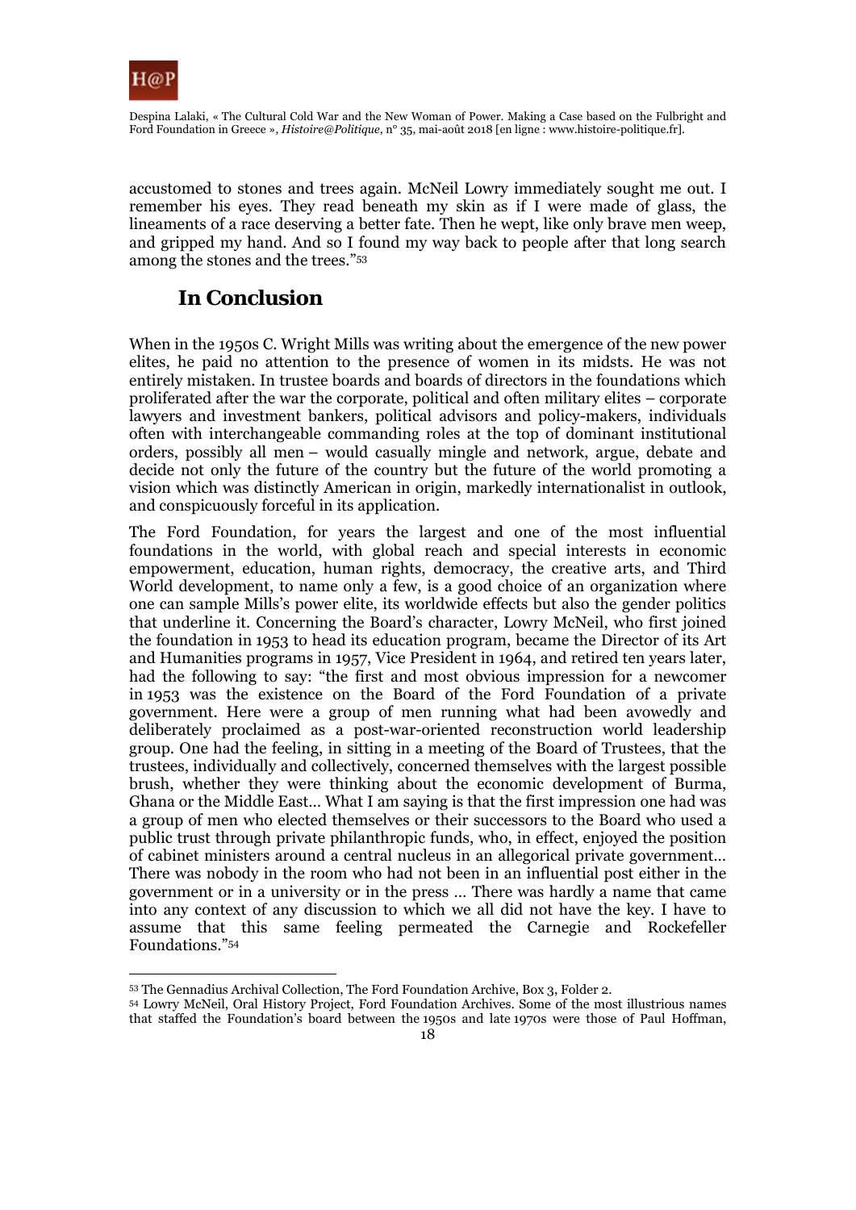accustomed to stones and trees again. McNeil Lowry immediately sought me out. I remember his eyes. They read beneath my skin as if I were made of glass, the lineaments of a race deserving a better fate. Then he wept, like only brave men weep, and gripped my hand. And so I found my way back to people after that long search among the stones and the trees."[53]

## In Conclusion

When in the 1950s C. Wright Mills was writing about the emergence of the new power elites, he paid no attention to the presence of women in its midsts. He was not entirely mistaken. In trustee boards and boards of directors in the foundations which proliferated after the war the corporate, political and often military elites – corporate lawyers and investment bankers, political advisors and policy-makers, individuals often with interchangeable commanding roles at the top of dominant institutional orders, possibly all men – would casually mingle and network, argue, debate and decide not only the future of the country but the future of the world promoting a vision which was distinctly American in origin, markedly internationalist in outlook, and conspicuously forceful in its application.

The Ford Foundation, for years the largest and one of the most influential foundations in the world, with global reach and special interests in economic empowerment, education, human rights, democracy, the creative arts, and Third World development, to name only a few, is a good choice of an organization where one can sample Mills's power elite, its worldwide effects but also the gender politics that underline it. Concerning the Board's character, Lowry McNeil, who first joined the foundation in 1953 to head its education program, became the Director of its Art and Humanities programs in 1957, Vice President in 1964, and retired ten years later, had the following to say: "the first and most obvious impression for a newcomer in 1953 was the existence on the Board of the Ford Foundation of a private government. Here were a group of men running what had been avowedly and deliberately proclaimed as a post-war-oriented reconstruction world leadership group. One had the feeling, in sitting in a meeting of the Board of Trustees, that the trustees, individually and collectively, concerned themselves with the largest possible brush, whether they were thinking about the economic development of Burma, Ghana or the Middle East… What I am saying is that the first impression one had was a group of men who elected themselves or their successors to the Board who used a public trust through private philanthropic funds, who, in effect, enjoyed the position of cabinet ministers around a central nucleus in an allegorical private government… There was nobody in the room who had not been in an influential post either in the government or in a university or in the press … There was hardly a name that came into any context of any discussion to which we all did not have the key. I have to assume that this same feeling permeated the Carnegie and Rockefeller Foundations."[54]

---

[53] The Gennadius Archival Collection, The Ford Foundation Archive, Box 3, Folder 2.

[54] Lowry McNeil, Oral History Project, Ford Foundation Archives. Some of the most illustrious names that staffed the Foundation's board between the 1950s and late 1970s were those of Paul Hoffman,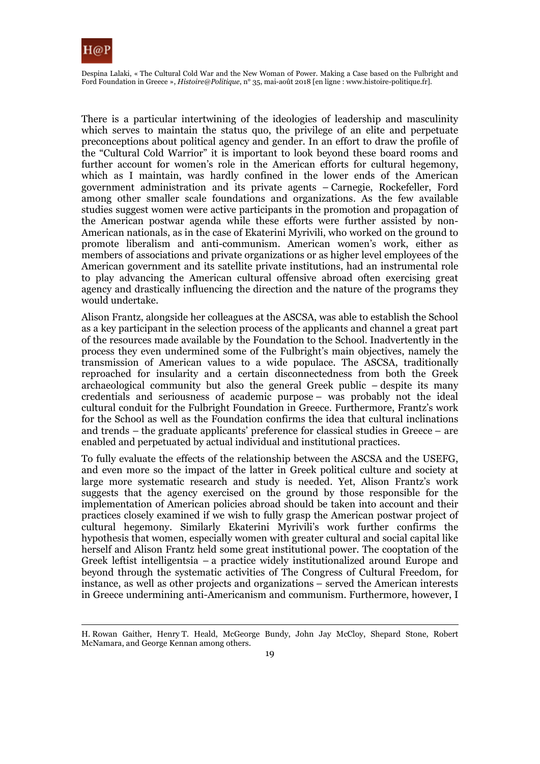There is a particular intertwining of the ideologies of leadership and masculinity which serves to maintain the status quo, the privilege of an elite and perpetuate preconceptions about political agency and gender. In an effort to draw the profile of the "Cultural Cold Warrior" it is important to look beyond these board rooms and further account for women's role in the American efforts for cultural hegemony, which as I maintain, was hardly confined in the lower ends of the American government administration and its private agents – Carnegie, Rockefeller, Ford among other smaller scale foundations and organizations. As the few available studies suggest women were active participants in the promotion and propagation of the American postwar agenda while these efforts were further assisted by non-American nationals, as in the case of Ekaterini Myrivili, who worked on the ground to promote liberalism and anti-communism. American women's work, either as members of associations and private organizations or as higher level employees of the American government and its satellite private institutions, had an instrumental role to play advancing the American cultural offensive abroad often exercising great agency and drastically influencing the direction and the nature of the programs they would undertake.

Alison Frantz, alongside her colleagues at the ASCSA, was able to establish the School as a key participant in the selection process of the applicants and channel a great part of the resources made available by the Foundation to the School. Inadvertently in the process they even undermined some of the Fulbright's main objectives, namely the transmission of American values to a wide populace. The ASCSA, traditionally reproached for insularity and a certain disconnectedness from both the Greek archaeological community but also the general Greek public – despite its many credentials and seriousness of academic purpose – was probably not the ideal cultural conduit for the Fulbright Foundation in Greece. Furthermore, Frantz's work for the School as well as the Foundation confirms the idea that cultural inclinations and trends – the graduate applicants' preference for classical studies in Greece – are enabled and perpetuated by actual individual and institutional practices.

To fully evaluate the effects of the relationship between the ASCSA and the USEFG, and even more so the impact of the latter in Greek political culture and society at large more systematic research and study is needed. Yet, Alison Frantz's work suggests that the agency exercised on the ground by those responsible for the implementation of American policies abroad should be taken into account and their practices closely examined if we wish to fully grasp the American postwar project of cultural hegemony. Similarly Ekaterini Myrivili's work further confirms the hypothesis that women, especially women with greater cultural and social capital like herself and Alison Frantz held some great institutional power. The cooptation of the Greek leftist intelligentsia – a practice widely institutionalized around Europe and beyond through the systematic activities of The Congress of Cultural Freedom, for instance, as well as other projects and organizations – served the American interests in Greece undermining anti-Americanism and communism. Furthermore, however, I

---

H. Rowan Gaither, Henry T. Heald, McGeorge Bundy, John Jay McCloy, Shepard Stone, Robert McNamara, and George Kennan among others.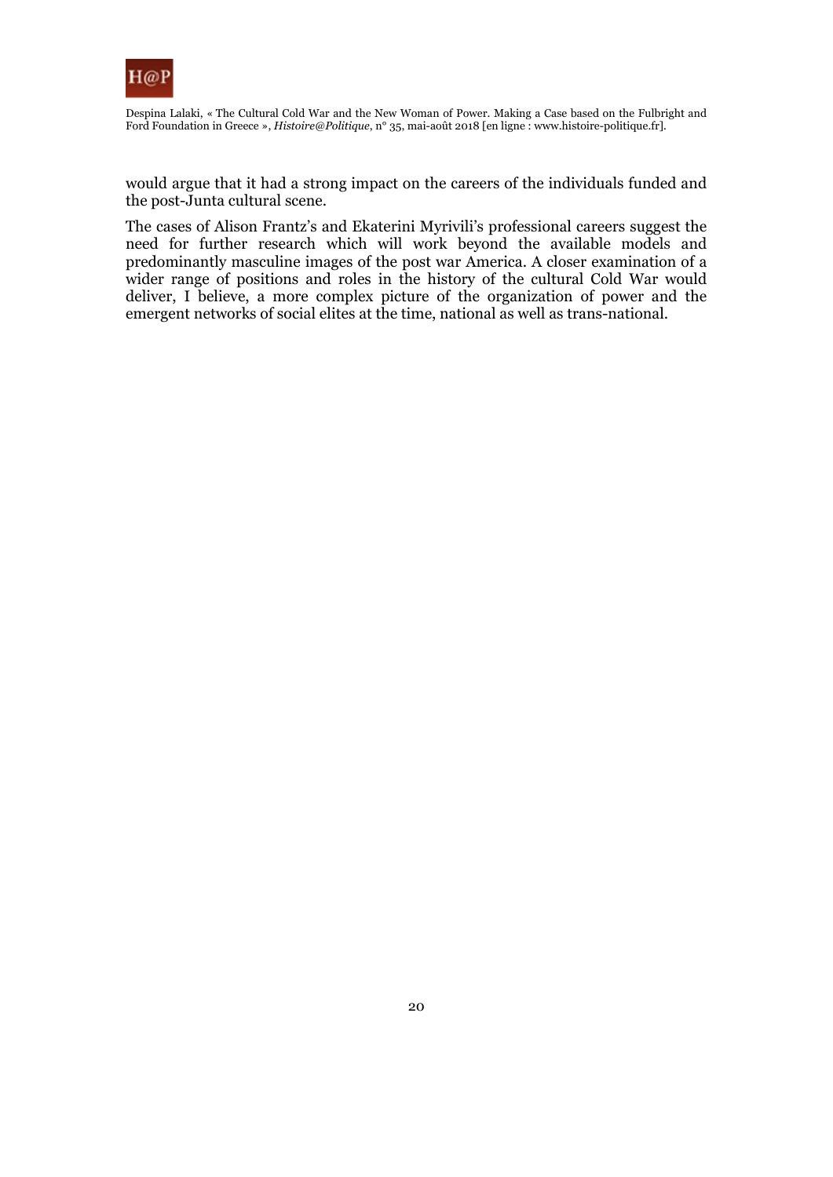would argue that it had a strong impact on the careers of the individuals funded and the post-Junta cultural scene.

The cases of Alison Frantz's and Ekaterini Myrivili's professional careers suggest the need for further research which will work beyond the available models and predominantly masculine images of the post war America. A closer examination of a wider range of positions and roles in the history of the cultural Cold War would deliver, I believe, a more complex picture of the organization of power and the emergent networks of social elites at the time, national as well as trans-national.